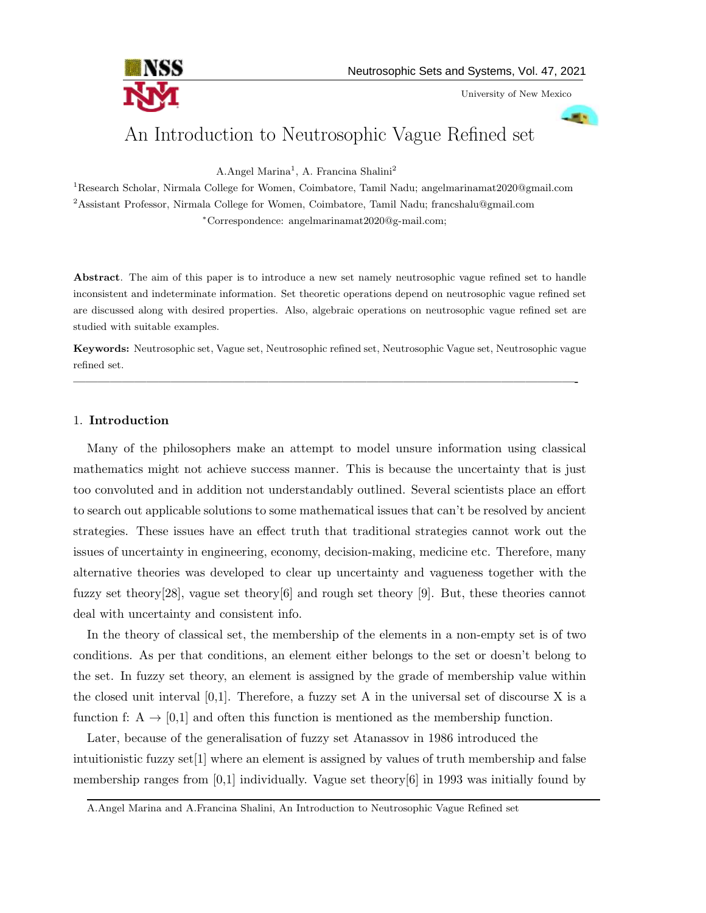# An Introduction to Neutrosophic Vague Refined set

A.Angel Marina[1], A. Francina Shalini[2]

[1]Research Scholar, Nirmala College for Women, Coimbatore, Tamil Nadu; angelmarinamat2020@gmail.com

[2]Assistant Professor, Nirmala College for Women, Coimbatore, Tamil Nadu; francshalu@gmail.com

*Correspondence: angelmarinamat2020@g-mail.com;

**Abstract**. The aim of this paper is to introduce a new set namely neutrosophic vague refined set to handle inconsistent and indeterminate information. Set theoretic operations depend on neutrosophic vague refined set are discussed along with desired properties. Also, algebraic operations on neutrosophic vague refined set are studied with suitable examples.

**Keywords:** Neutrosophic set, Vague set, Neutrosophic refined set, Neutrosophic Vague set, Neutrosophic vague refined set.

---

## 1. **Introduction**

Many of the philosophers make an attempt to model unsure information using classical mathematics might not achieve success manner. This is because the uncertainty that is just too convoluted and in addition not understandably outlined. Several scientists place an effort to search out applicable solutions to some mathematical issues that can't be resolved by ancient strategies. These issues have an effect truth that traditional strategies cannot work out the issues of uncertainty in engineering, economy, decision-making, medicine etc. Therefore, many alternative theories was developed to clear up uncertainty and vagueness together with the fuzzy set theory[28], vague set theory[6] and rough set theory [9]. But, these theories cannot deal with uncertainty and consistent info.

In the theory of classical set, the membership of the elements in a non-empty set is of two conditions. As per that conditions, an element either belongs to the set or doesn't belong to the set. In fuzzy set theory, an element is assigned by the grade of membership value within the closed unit interval [0,1]. Therefore, a fuzzy set A in the universal set of discourse X is a function f: A $\rightarrow$ [0,1] and often this function is mentioned as the membership function.

Later, because of the generalisation of fuzzy set Atanassov in 1986 introduced the intuitionistic fuzzy set[1] where an element is assigned by values of truth membership and false membership ranges from [0,1] individually. Vague set theory[6] in 1993 was initially found by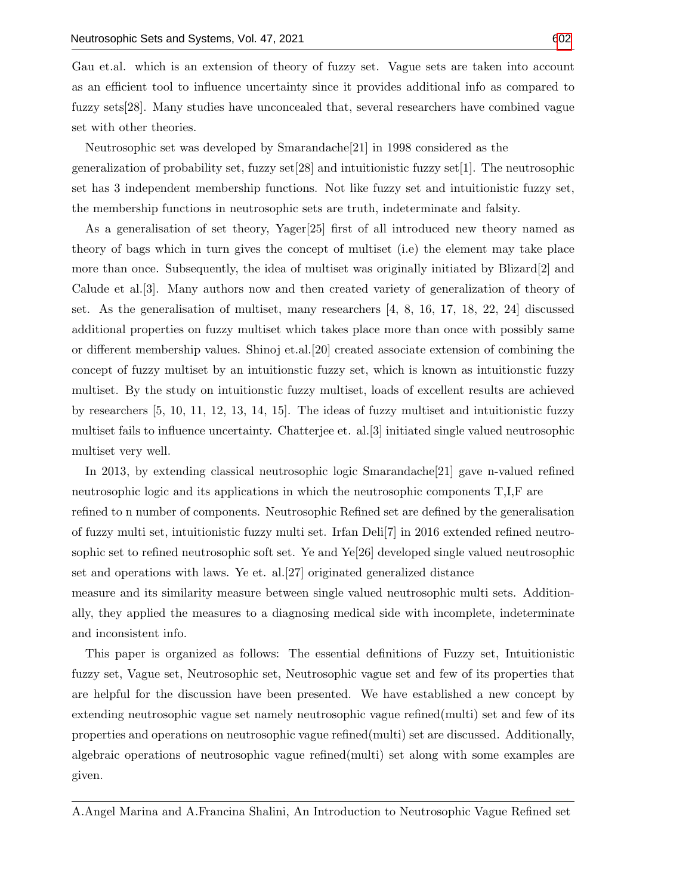Gau et.al. which is an extension of theory of fuzzy set. Vague sets are taken into account as an efficient tool to influence uncertainty since it provides additional info as compared to fuzzy sets[28]. Many studies have unconcealed that, several researchers have combined vague set with other theories.

Neutrosophic set was developed by Smarandache[21] in 1998 considered as the generalization of probability set, fuzzy set[28] and intuitionistic fuzzy set[1]. The neutrosophic set has 3 independent membership functions. Not like fuzzy set and intuitionistic fuzzy set, the membership functions in neutrosophic sets are truth, indeterminate and falsity.

As a generalisation of set theory, Yager[25] first of all introduced new theory named as theory of bags which in turn gives the concept of multiset (i.e) the element may take place more than once. Subsequently, the idea of multiset was originally initiated by Blizard[2] and Calude et al.[3]. Many authors now and then created variety of generalization of theory of set. As the generalisation of multiset, many researchers [4, 8, 16, 17, 18, 22, 24] discussed additional properties on fuzzy multiset which takes place more than once with possibly same or different membership values. Shinoj et.al.[20] created associate extension of combining the concept of fuzzy multiset by an intuitionstic fuzzy set, which is known as intuitionstic fuzzy multiset. By the study on intuitionstic fuzzy multiset, loads of excellent results are achieved by researchers [5, 10, 11, 12, 13, 14, 15]. The ideas of fuzzy multiset and intuitionistic fuzzy multiset fails to influence uncertainty. Chatterjee et. al.[3] initiated single valued neutrosophic multiset very well.

In 2013, by extending classical neutrosophic logic Smarandache[21] gave n-valued refined neutrosophic logic and its applications in which the neutrosophic components T,I,F are refined to n number of components. Neutrosophic Refined set are defined by the generalisation of fuzzy multi set, intuitionistic fuzzy multi set. Irfan Deli[7] in 2016 extended refined neutrosophic set to refined neutrosophic soft set. Ye and Ye[26] developed single valued neutrosophic set and operations with laws. Ye et. al.[27] originated generalized distance measure and its similarity measure between single valued neutrosophic multi sets. Additionally, they applied the measures to a diagnosing medical side with incomplete, indeterminate and inconsistent info.

This paper is organized as follows: The essential definitions of Fuzzy set, Intuitionistic fuzzy set, Vague set, Neutrosophic set, Neutrosophic vague set and few of its properties that are helpful for the discussion have been presented. We have established a new concept by extending neutrosophic vague set namely neutrosophic vague refined(multi) set and few of its properties and operations on neutrosophic vague refined(multi) set are discussed. Additionally, algebraic operations of neutrosophic vague refined(multi) set along with some examples are given.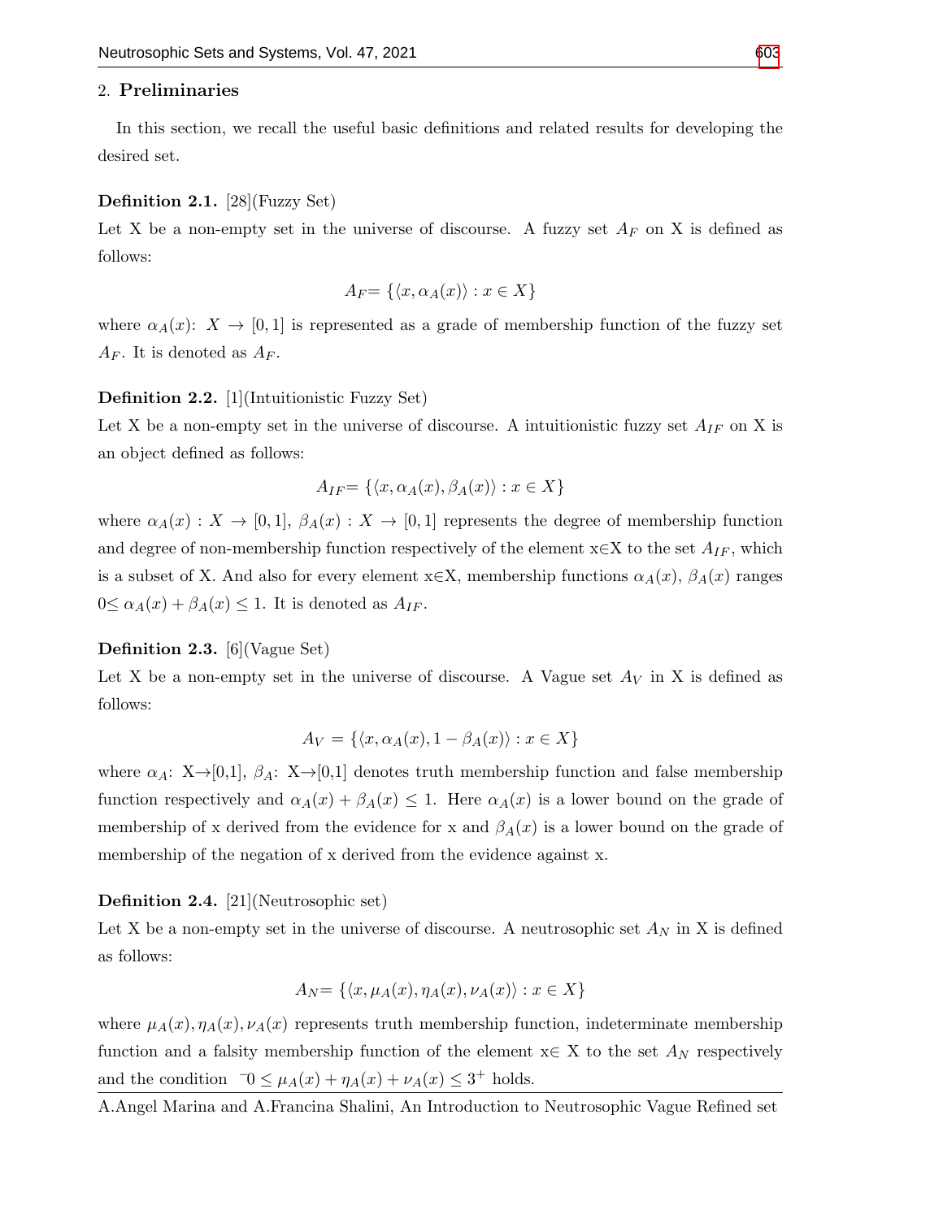## 2. Preliminaries

In this section, we recall the useful basic definitions and related results for developing the desired set.

**Definition 2.1.** [28](Fuzzy Set)
Let X be a non-empty set in the universe of discourse. A fuzzy set $A_F$ on X is defined as follows:

$$A_F = \{\langle x, \alpha_A(x)\rangle : x \in X\}$$

where $\alpha_A(x)$: $X \to [0,1]$ is represented as a grade of membership function of the fuzzy set $A_F$. It is denoted as $A_F$.

**Definition 2.2.** [1](Intuitionistic Fuzzy Set)
Let X be a non-empty set in the universe of discourse. A intuitionistic fuzzy set $A_{IF}$ on X is an object defined as follows:

$$A_{IF} = \{\langle x, \alpha_A(x), \beta_A(x)\rangle : x \in X\}$$

where $\alpha_A(x) : X \to [0,1]$, $\beta_A(x) : X \to [0,1]$ represents the degree of membership function and degree of non-membership function respectively of the element $x \in X$ to the set $A_{IF}$, which is a subset of X. And also for every element $x \in X$, membership functions $\alpha_A(x)$, $\beta_A(x)$ ranges $0 \leq \alpha_A(x) + \beta_A(x) \leq 1$. It is denoted as $A_{IF}$.

**Definition 2.3.** [6](Vague Set)
Let X be a non-empty set in the universe of discourse. A Vague set $A_V$ in X is defined as follows:

$$A_V = \{\langle x, \alpha_A(x), 1 - \beta_A(x)\rangle : x \in X\}$$

where $\alpha_A$: X→[0,1], $\beta_A$: X→[0,1] denotes truth membership function and false membership function respectively and $\alpha_A(x) + \beta_A(x) \leq 1$. Here $\alpha_A(x)$ is a lower bound on the grade of membership of x derived from the evidence for x and $\beta_A(x)$ is a lower bound on the grade of membership of the negation of x derived from the evidence against x.

**Definition 2.4.** [21](Neutrosophic set)
Let X be a non-empty set in the universe of discourse. A neutrosophic set $A_N$ in X is defined as follows:

$$A_N = \{\langle x, \mu_A(x), \eta_A(x), \nu_A(x)\rangle : x \in X\}$$

where $\mu_A(x), \eta_A(x), \nu_A(x)$ represents truth membership function, indeterminate membership function and a falsity membership function of the element $x \in$ X to the set $A_N$ respectively and the condition $^{-}0 \leq \mu_A(x) + \eta_A(x) + \nu_A(x) \leq 3^{+}$ holds.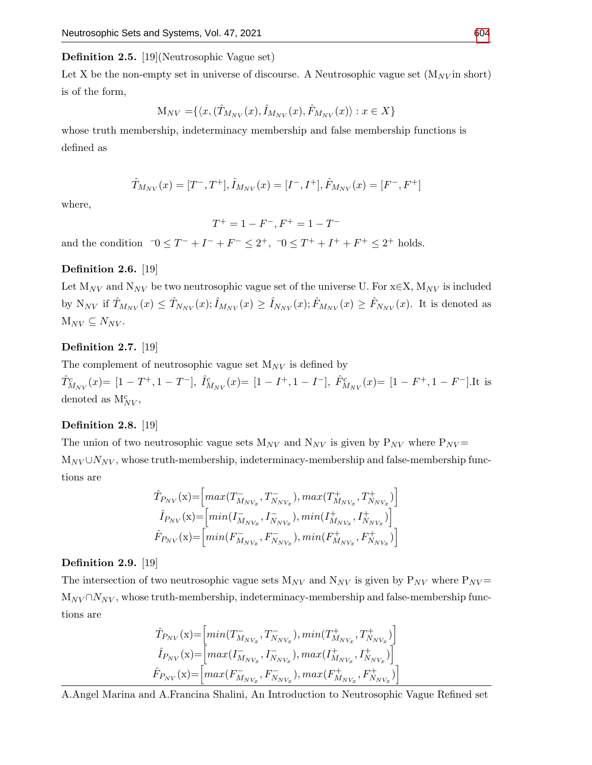**Definition 2.5.** [19](Neutrosophic Vague set)

Let X be the non-empty set in universe of discourse. A Neutrosophic vague set ($M_{NV}$ in short) is of the form,

$$M_{NV} = \{\langle x, (\hat{T}_{M_{NV}}(x), \hat{I}_{M_{NV}}(x), \hat{F}_{M_{NV}}(x)\rangle : x \in X\}$$

whose truth membership, indeterminacy membership and false membership functions is defined as

$$\hat{T}_{M_{NV}}(x) = [T^-, T^+], \hat{I}_{M_{NV}}(x) = [I^-, I^+], \hat{F}_{M_{NV}}(x) = [F^-, F^+]$$

where,

$$T^+ = 1 - F^-, F^+ = 1 - T^-$$

and the condition $^-0 \leq T^- + I^- + F^- \leq 2^+$, $^-0 \leq T^+ + I^+ + F^+ \leq 2^+$ holds.

**Definition 2.6.** [19]

Let $M_{NV}$ and $N_{NV}$ be two neutrosophic vague set of the universe U. For $x \in X$, $M_{NV}$ is included by $N_{NV}$ if $\hat{T}_{M_{NV}}(x) \leq \hat{T}_{N_{NV}}(x); \hat{I}_{M_{NV}}(x) \geq \hat{I}_{N_{NV}}(x); \hat{F}_{M_{NV}}(x) \geq \hat{F}_{N_{NV}}(x)$. It is denoted as $M_{NV} \subseteq N_{NV}$.

**Definition 2.7.** [19]

The complement of neutrosophic vague set $M_{NV}$ is defined by $\hat{T}^c_{M_{NV}}(x) = [1 - T^+, 1 - T^-]$, $\hat{I}^c_{M_{NV}}(x) = [1 - I^+, 1 - I^-]$, $\hat{F}^c_{M_{NV}}(x) = [1 - F^+, 1 - F^-]$.It is denoted as $M^c_{NV}$,

**Definition 2.8.** [19]

The union of two neutrosophic vague sets $M_{NV}$ and $N_{NV}$ is given by $P_{NV}$ where $P_{NV} = M_{NV} \cup N_{NV}$, whose truth-membership, indeterminacy-membership and false-membership functions are

$$\hat{T}_{P_{NV}}(x) = \left[max(T^-_{M_{NV_x}}, T^-_{N_{NV_x}}), max(T^+_{M_{NV_x}}, T^+_{N_{NV_x}})\right]$$
$$\hat{I}_{P_{NV}}(x) = \left[min(I^-_{M_{NV_x}}, I^-_{N_{NV_x}}), min(I^+_{M_{NV_x}}, I^+_{N_{NV_x}})\right]$$
$$\hat{F}_{P_{NV}}(x) = \left[min(F^-_{M_{NV_x}}, F^-_{N_{NV_x}}), min(F^+_{M_{NV_x}}, F^+_{N_{NV_x}})\right]$$

**Definition 2.9.** [19]

The intersection of two neutrosophic vague sets $M_{NV}$ and $N_{NV}$ is given by $P_{NV}$ where $P_{NV} = M_{NV} \cap N_{NV}$, whose truth-membership, indeterminacy-membership and false-membership functions are

$$\hat{T}_{P_{NV}}(x) = \left[min(T^-_{M_{NV_x}}, T^-_{N_{NV_x}}), min(T^+_{M_{NV_x}}, T^+_{N_{NV_x}})\right]$$
$$\hat{I}_{P_{NV}}(x) = \left[max(I^-_{M_{NV_x}}, I^-_{N_{NV_x}}), max(I^+_{M_{NV_x}}, I^+_{N_{NV_x}})\right]$$
$$\hat{F}_{P_{NV}}(x) = \left[max(F^-_{M_{NV_x}}, F^-_{N_{NV_x}}), max(F^+_{M_{NV_x}}, F^+_{N_{NV_x}})\right]$$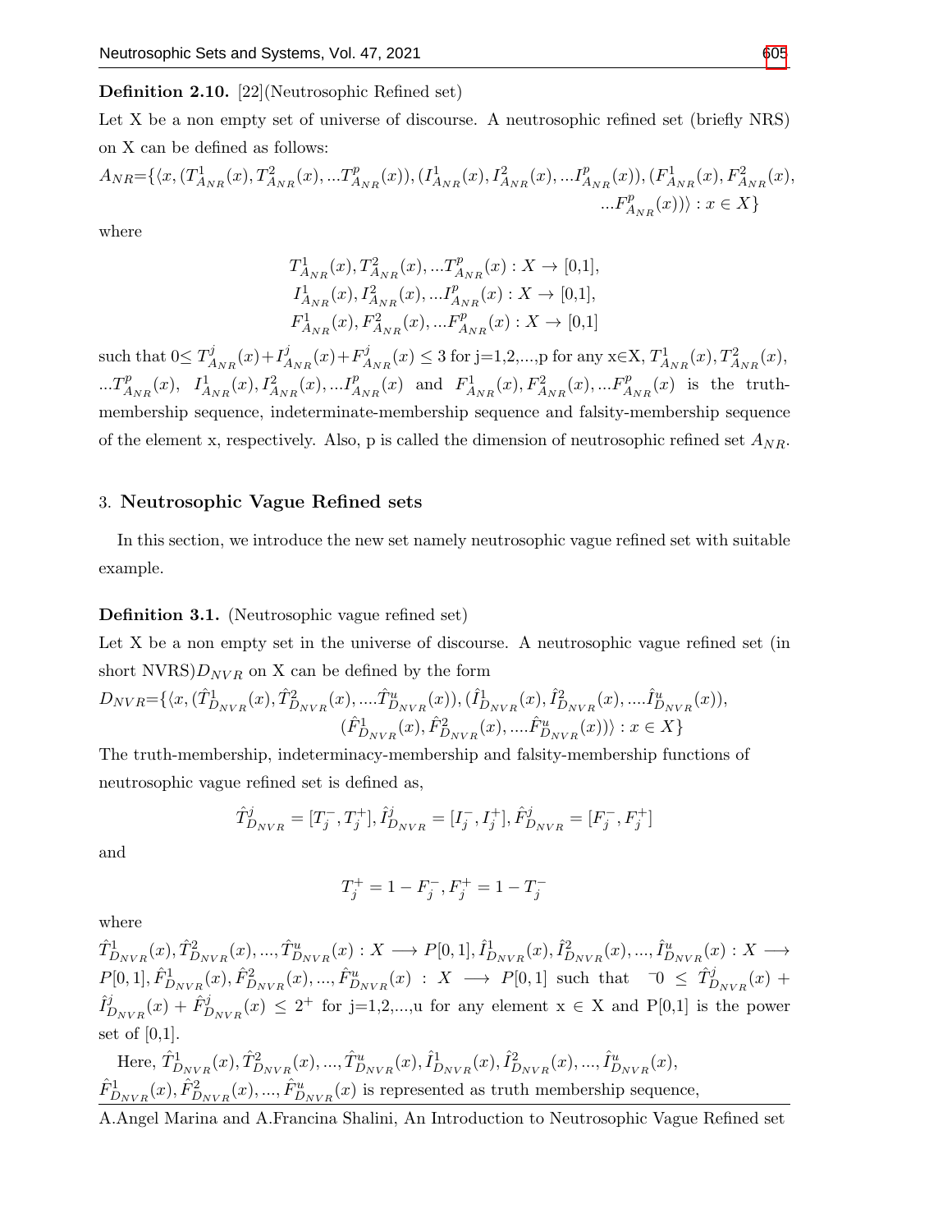**Definition 2.10.** [22](Neutrosophic Refined set)

Let X be a non empty set of universe of discourse. A neutrosophic refined set (briefly NRS) on X can be defined as follows:

$$A_{NR}=\{\langle x,(T^1_{A_{NR}}(x),T^2_{A_{NR}}(x),...T^p_{A_{NR}}(x)),(I^1_{A_{NR}}(x),I^2_{A_{NR}}(x),...I^p_{A_{NR}}(x)),(F^1_{A_{NR}}(x),F^2_{A_{NR}}(x),...F^p_{A_{NR}}(x))\rangle : x\in X\}$$

where

$$T^1_{A_{NR}}(x),T^2_{A_{NR}}(x),...T^p_{A_{NR}}(x):X\rightarrow[0,1],$$
$$I^1_{A_{NR}}(x),I^2_{A_{NR}}(x),...I^p_{A_{NR}}(x):X\rightarrow[0,1],$$
$$F^1_{A_{NR}}(x),F^2_{A_{NR}}(x),...F^p_{A_{NR}}(x):X\rightarrow[0,1]$$

such that $0\leq T^j_{A_{NR}}(x)+I^j_{A_{NR}}(x)+F^j_{A_{NR}}(x)\leq 3$ for j=1,2,...,p for any x∈X, $T^1_{A_{NR}}(x),T^2_{A_{NR}}(x), ...T^p_{A_{NR}}(x)$, $I^1_{A_{NR}}(x),I^2_{A_{NR}}(x),...I^p_{A_{NR}}(x)$ and $F^1_{A_{NR}}(x),F^2_{A_{NR}}(x),...F^p_{A_{NR}}(x)$ is the truth-membership sequence, indeterminate-membership sequence and falsity-membership sequence of the element x, respectively. Also, p is called the dimension of neutrosophic refined set $A_{NR}$.

## 3. Neutrosophic Vague Refined sets

In this section, we introduce the new set namely neutrosophic vague refined set with suitable example.

**Definition 3.1.** (Neutrosophic vague refined set)

Let X be a non empty set in the universe of discourse. A neutrosophic vague refined set (in short NVRS)$D_{NVR}$ on X can be defined by the form

$$D_{NVR}=\{\langle x,(\hat{T}^1_{D_{NVR}}(x),\hat{T}^2_{D_{NVR}}(x),....\hat{T}^u_{D_{NVR}}(x)),(\hat{I}^1_{D_{NVR}}(x),\hat{I}^2_{D_{NVR}}(x),....\hat{I}^u_{D_{NVR}}(x)),(\hat{F}^1_{D_{NVR}}(x),\hat{F}^2_{D_{NVR}}(x),....\hat{F}^u_{D_{NVR}}(x))\rangle : x\in X\}$$

The truth-membership, indeterminacy-membership and falsity-membership functions of neutrosophic vague refined set is defined as,

$$\hat{T}^j_{D_{NVR}}=[T^-_j,T^+_j],\hat{I}^j_{D_{NVR}}=[I^-_j,I^+_j],\hat{F}^j_{D_{NVR}}=[F^-_j,F^+_j]$$

and

$$T^+_j=1-F^-_j, F^+_j=1-T^-_j$$

where

$\hat{T}^1_{D_{NVR}}(x),\hat{T}^2_{D_{NVR}}(x),...,\hat{T}^u_{D_{NVR}}(x):X\longrightarrow P[0,1], \hat{I}^1_{D_{NVR}}(x),\hat{I}^2_{D_{NVR}}(x),...,\hat{I}^u_{D_{NVR}}(x):X\longrightarrow P[0,1], \hat{F}^1_{D_{NVR}}(x),\hat{F}^2_{D_{NVR}}(x),...,\hat{F}^u_{D_{NVR}}(x):X\longrightarrow P[0,1]$ such that $^-0\leq \hat{T}^j_{D_{NVR}}(x)+\hat{I}^j_{D_{NVR}}(x)+\hat{F}^j_{D_{NVR}}(x)\leq 2^+$ for j=1,2,...,u for any element x ∈ X and P[0,1] is the power set of [0,1].

Here, $\hat{T}^1_{D_{NVR}}(x),\hat{T}^2_{D_{NVR}}(x),...,\hat{T}^u_{D_{NVR}}(x),\hat{I}^1_{D_{NVR}}(x),\hat{I}^2_{D_{NVR}}(x),...,\hat{I}^u_{D_{NVR}}(x)$, $\hat{F}^1_{D_{NVR}}(x),\hat{F}^2_{D_{NVR}}(x),...,\hat{F}^u_{D_{NVR}}(x)$ is represented as truth membership sequence,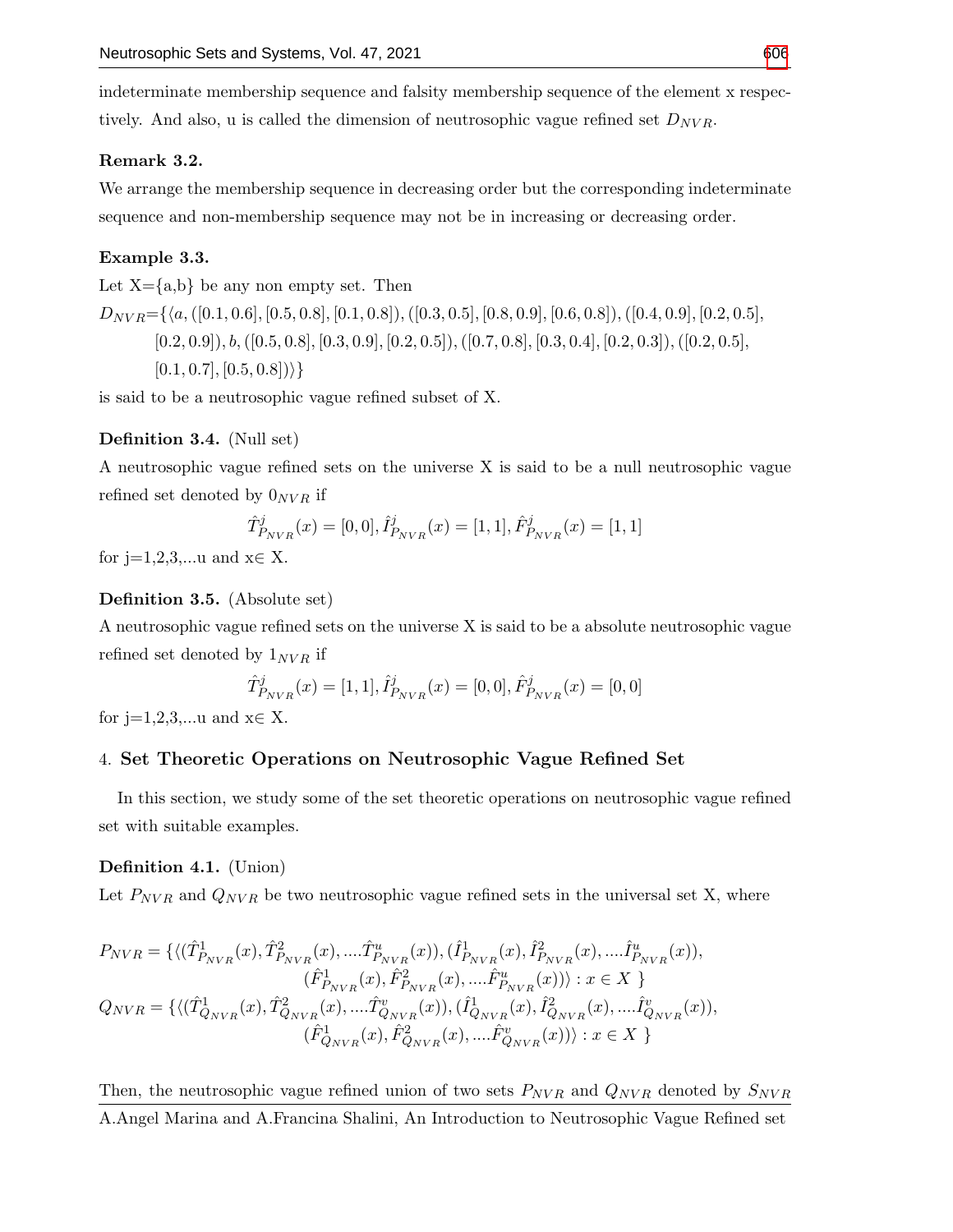indeterminate membership sequence and falsity membership sequence of the element x respectively. And also, u is called the dimension of neutrosophic vague refined set $D_{NVR}$.

**Remark 3.2.**

We arrange the membership sequence in decreasing order but the corresponding indeterminate sequence and non-membership sequence may not be in increasing or decreasing order.

**Example 3.3.**

Let X={a,b} be any non empty set. Then

$D_{NVR}$=$\{\langle a, ([0.1, 0.6], [0.5, 0.8], [0.1, 0.8]), ([0.3, 0.5], [0.8, 0.9], [0.6, 0.8]), ([0.4, 0.9], [0.2, 0.5], [0.2, 0.9]), b, ([0.5, 0.8], [0.3, 0.9], [0.2, 0.5]), ([0.7, 0.8], [0.3, 0.4], [0.2, 0.3]), ([0.2, 0.5], [0.1, 0.7], [0.5, 0.8])\rangle\}$

is said to be a neutrosophic vague refined subset of X.

**Definition 3.4.** (Null set)

A neutrosophic vague refined sets on the universe X is said to be a null neutrosophic vague refined set denoted by $0_{NVR}$ if

$$\hat{T}^j_{P_{NVR}}(x) = [0, 0], \hat{I}^j_{P_{NVR}}(x) = [1, 1], \hat{F}^j_{P_{NVR}}(x) = [1, 1]$$

for j=1,2,3,...u and x∈ X.

**Definition 3.5.** (Absolute set)

A neutrosophic vague refined sets on the universe X is said to be a absolute neutrosophic vague refined set denoted by $1_{NVR}$ if

$$\hat{T}^j_{P_{NVR}}(x) = [1, 1], \hat{I}^j_{P_{NVR}}(x) = [0, 0], \hat{F}^j_{P_{NVR}}(x) = [0, 0]$$

for j=1,2,3,...u and x∈ X.

## 4. Set Theoretic Operations on Neutrosophic Vague Refined Set

In this section, we study some of the set theoretic operations on neutrosophic vague refined set with suitable examples.

**Definition 4.1.** (Union)

Let $P_{NVR}$ and $Q_{NVR}$ be two neutrosophic vague refined sets in the universal set X, where

$$P_{NVR} = \{\langle(\hat{T}^1_{P_{NVR}}(x), \hat{T}^2_{P_{NVR}}(x), ....\hat{T}^u_{P_{NVR}}(x)), (\hat{I}^1_{P_{NVR}}(x), \hat{I}^2_{P_{NVR}}(x), ....\hat{I}^u_{P_{NVR}}(x)), (\hat{F}^1_{P_{NVR}}(x), \hat{F}^2_{P_{NVR}}(x), ....\hat{F}^u_{P_{NVR}}(x))\rangle : x \in X\ \}$$

$$Q_{NVR} = \{\langle(\hat{T}^1_{Q_{NVR}}(x), \hat{T}^2_{Q_{NVR}}(x), ....\hat{T}^v_{Q_{NVR}}(x)), (\hat{I}^1_{Q_{NVR}}(x), \hat{I}^2_{Q_{NVR}}(x), ....\hat{I}^v_{Q_{NVR}}(x)), (\hat{F}^1_{Q_{NVR}}(x), \hat{F}^2_{Q_{NVR}}(x), ....\hat{F}^v_{Q_{NVR}}(x))\rangle : x \in X\ \}$$

Then, the neutrosophic vague refined union of two sets $P_{NVR}$ and $Q_{NVR}$ denoted by $S_{NVR}$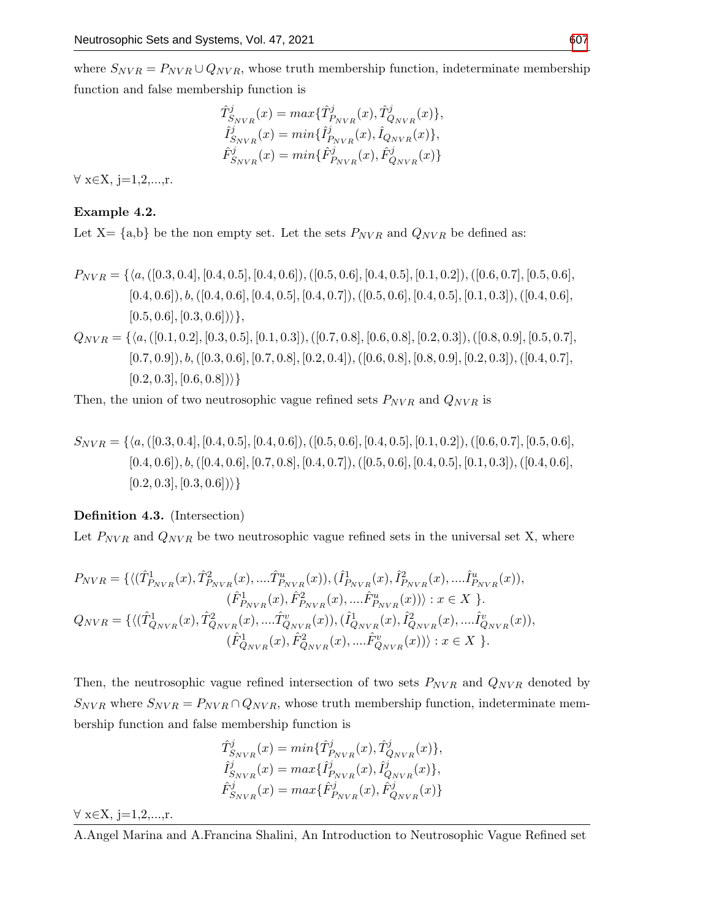where $S_{NVR} = P_{NVR} \cup Q_{NVR}$, whose truth membership function, indeterminate membership function and false membership function is

$$\hat{T}^j_{S_{NVR}}(x) = max\{\hat{T}^j_{P_{NVR}}(x), \hat{T}^j_{Q_{NVR}}(x)\},$$
$$\hat{I}^j_{S_{NVR}}(x) = min\{\hat{I}^j_{P_{NVR}}(x), \hat{I}_{Q_{NVR}}(x)\},$$
$$\hat{F}^j_{S_{NVR}}(x) = min\{\hat{F}^j_{P_{NVR}}(x), \hat{F}^j_{Q_{NVR}}(x)\}$$

$\forall$ x$\in$X, j=1,2,...,r.

**Example 4.2.**

Let X= {a,b} be the non empty set. Let the sets $P_{NVR}$ and $Q_{NVR}$ be defined as:

$$P_{NVR} = \{\langle a, ([0.3, 0.4], [0.4, 0.5], [0.4, 0.6]), ([0.5, 0.6], [0.4, 0.5], [0.1, 0.2]), ([0.6, 0.7], [0.5, 0.6], [0.4, 0.6]), b, ([0.4, 0.6], [0.4, 0.5], [0.4, 0.7]), ([0.5, 0.6], [0.4, 0.5], [0.1, 0.3]), ([0.4, 0.6], [0.5, 0.6], [0.3, 0.6])\rangle\},$$

$$Q_{NVR} = \{\langle a, ([0.1, 0.2], [0.3, 0.5], [0.1, 0.3]), ([0.7, 0.8], [0.6, 0.8], [0.2, 0.3]), ([0.8, 0.9], [0.5, 0.7], [0.7, 0.9]), b, ([0.3, 0.6], [0.7, 0.8], [0.2, 0.4]), ([0.6, 0.8], [0.8, 0.9], [0.2, 0.3]), ([0.4, 0.7], [0.2, 0.3], [0.6, 0.8])\rangle\}$$

Then, the union of two neutrosophic vague refined sets $P_{NVR}$ and $Q_{NVR}$ is

$$S_{NVR} = \{\langle a, ([0.3, 0.4], [0.4, 0.5], [0.4, 0.6]), ([0.5, 0.6], [0.4, 0.5], [0.1, 0.2]), ([0.6, 0.7], [0.5, 0.6], [0.4, 0.6]), b, ([0.4, 0.6], [0.7, 0.8], [0.4, 0.7]), ([0.5, 0.6], [0.4, 0.5], [0.1, 0.3]), ([0.4, 0.6], [0.2, 0.3], [0.3, 0.6])\rangle\}$$

**Definition 4.3.** (Intersection)

Let $P_{NVR}$ and $Q_{NVR}$ be two neutrosophic vague refined sets in the universal set X, where

$$P_{NVR} = \{\langle(\hat{T}^1_{P_{NVR}}(x), \hat{T}^2_{P_{NVR}}(x), ....\hat{T}^u_{P_{NVR}}(x)), (\hat{I}^1_{P_{NVR}}(x), \hat{I}^2_{P_{NVR}}(x), ....\hat{I}^u_{P_{NVR}}(x)), (\hat{F}^1_{P_{NVR}}(x), \hat{F}^2_{P_{NVR}}(x), ....\hat{F}^u_{P_{NVR}}(x))\rangle : x \in X\ \}.$$
$$Q_{NVR} = \{\langle(\hat{T}^1_{Q_{NVR}}(x), \hat{T}^2_{Q_{NVR}}(x), ....\hat{T}^v_{Q_{NVR}}(x)), (\hat{I}^1_{Q_{NVR}}(x), \hat{I}^2_{Q_{NVR}}(x), ....\hat{I}^v_{Q_{NVR}}(x)), (\hat{F}^1_{Q_{NVR}}(x), \hat{F}^2_{Q_{NVR}}(x), ....\hat{F}^v_{Q_{NVR}}(x))\rangle : x \in X\ \}.$$

Then, the neutrosophic vague refined intersection of two sets $P_{NVR}$ and $Q_{NVR}$ denoted by $S_{NVR}$ where $S_{NVR} = P_{NVR} \cap Q_{NVR}$, whose truth membership function, indeterminate membership function and false membership function is

$$\hat{T}^j_{S_{NVR}}(x) = min\{\hat{T}^j_{P_{NVR}}(x), \hat{T}^j_{Q_{NVR}}(x)\},$$
$$\hat{I}^j_{S_{NVR}}(x) = max\{\hat{I}^j_{P_{NVR}}(x), \hat{I}^j_{Q_{NVR}}(x)\},$$
$$\hat{F}^j_{S_{NVR}}(x) = max\{\hat{F}^j_{P_{NVR}}(x), \hat{F}^j_{Q_{NVR}}(x)\}$$

$\forall$ x$\in$X, j=1,2,...,r.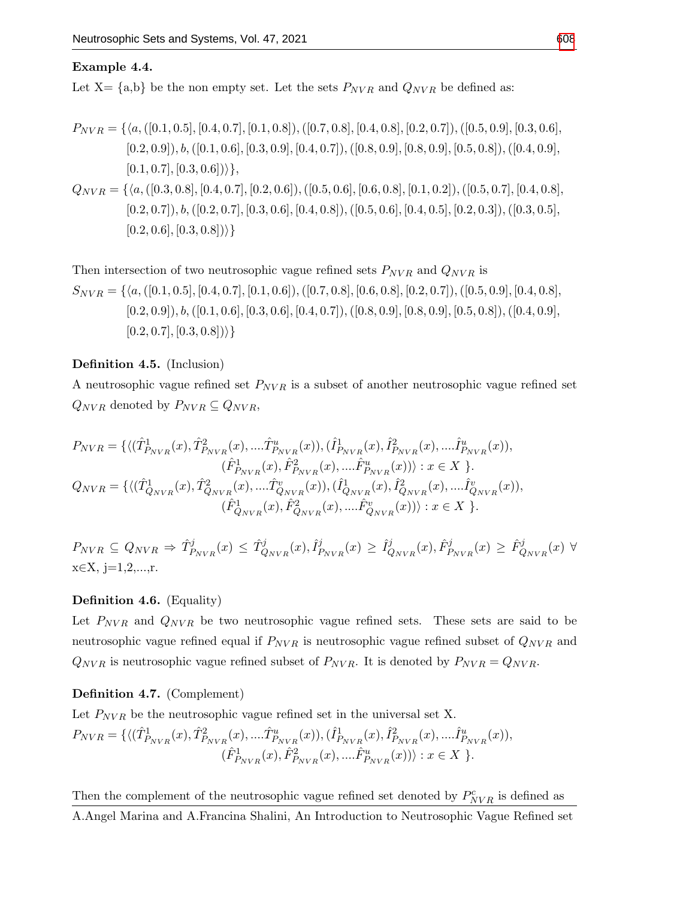**Example 4.4.**

Let X= {a,b} be the non empty set. Let the sets $P_{NVR}$ and $Q_{NVR}$ be defined as:

$$
\begin{aligned}
P_{NVR} = \{\langle a, &([0.1, 0.5], [0.4, 0.7], [0.1, 0.8]), ([0.7, 0.8], [0.4, 0.8], [0.2, 0.7]), ([0.5, 0.9], [0.3, 0.6], \\
&[0.2, 0.9]), b, ([0.1, 0.6], [0.3, 0.9], [0.4, 0.7]), ([0.8, 0.9], [0.8, 0.9], [0.5, 0.8]), ([0.4, 0.9], \\
&[0.1, 0.7], [0.3, 0.6])\rangle\}, \\
Q_{NVR} = \{\langle a, &([0.3, 0.8], [0.4, 0.7], [0.2, 0.6]), ([0.5, 0.6], [0.6, 0.8], [0.1, 0.2]), ([0.5, 0.7], [0.4, 0.8], \\
&[0.2, 0.7]), b, ([0.2, 0.7], [0.3, 0.6], [0.4, 0.8]), ([0.5, 0.6], [0.4, 0.5], [0.2, 0.3]), ([0.3, 0.5], \\
&[0.2, 0.6], [0.3, 0.8])\rangle\}
\end{aligned}
$$

Then intersection of two neutrosophic vague refined sets $P_{NVR}$ and $Q_{NVR}$ is

$$
\begin{aligned}
S_{NVR} = \{\langle a, &([0.1, 0.5], [0.4, 0.7], [0.1, 0.6]), ([0.7, 0.8], [0.6, 0.8], [0.2, 0.7]), ([0.5, 0.9], [0.4, 0.8], \\
&[0.2, 0.9]), b, ([0.1, 0.6], [0.3, 0.6], [0.4, 0.7]), ([0.8, 0.9], [0.8, 0.9], [0.5, 0.8]), ([0.4, 0.9], \\
&[0.2, 0.7], [0.3, 0.8])\rangle\}
\end{aligned}
$$

**Definition 4.5.** (Inclusion)

A neutrosophic vague refined set $P_{NVR}$ is a subset of another neutrosophic vague refined set $Q_{NVR}$ denoted by $P_{NVR} \subseteq Q_{NVR}$,

$$
\begin{aligned}
P_{NVR} = \{\langle (\hat{T}^1_{P_{NVR}}(x), \hat{T}^2_{P_{NVR}}(x), ....\hat{T}^u_{P_{NVR}}(x)), (\hat{I}^1_{P_{NVR}}(x), \hat{I}^2_{P_{NVR}}(x), ....\hat{I}^u_{P_{NVR}}(x)), \\
(\hat{F}^1_{P_{NVR}}(x), \hat{F}^2_{P_{NVR}}(x), ....\hat{F}^u_{P_{NVR}}(x))\rangle : x \in X\ \}. \\
Q_{NVR} = \{\langle (\hat{T}^1_{Q_{NVR}}(x), \hat{T}^2_{Q_{NVR}}(x), ....\hat{T}^v_{Q_{NVR}}(x)), (\hat{I}^1_{Q_{NVR}}(x), \hat{I}^2_{Q_{NVR}}(x), ....\hat{I}^v_{Q_{NVR}}(x)), \\
(\hat{F}^1_{Q_{NVR}}(x), \hat{F}^2_{Q_{NVR}}(x), ....\hat{F}^v_{Q_{NVR}}(x))\rangle : x \in X\ \}.
\end{aligned}
$$

$P_{NVR} \subseteq Q_{NVR} \Rightarrow \hat{T}^j_{P_{NVR}}(x) \leq \hat{T}^j_{Q_{NVR}}(x), \hat{I}^j_{P_{NVR}}(x) \geq \hat{I}^j_{Q_{NVR}}(x), \hat{F}^j_{P_{NVR}}(x) \geq \hat{F}^j_{Q_{NVR}}(x)\ \forall$ x∈X, j=1,2,...,r.

**Definition 4.6.** (Equality)

Let $P_{NVR}$ and $Q_{NVR}$ be two neutrosophic vague refined sets. These sets are said to be neutrosophic vague refined equal if $P_{NVR}$ is neutrosophic vague refined subset of $Q_{NVR}$ and $Q_{NVR}$ is neutrosophic vague refined subset of $P_{NVR}$. It is denoted by $P_{NVR} = Q_{NVR}$.

**Definition 4.7.** (Complement)

Let $P_{NVR}$ be the neutrosophic vague refined set in the universal set X.

$$
\begin{aligned}
P_{NVR} = \{\langle (\hat{T}^1_{P_{NVR}}(x), \hat{T}^2_{P_{NVR}}(x), ....\hat{T}^u_{P_{NVR}}(x)), (\hat{I}^1_{P_{NVR}}(x), \hat{I}^2_{P_{NVR}}(x), ....\hat{I}^u_{P_{NVR}}(x)), \\
(\hat{F}^1_{P_{NVR}}(x), \hat{F}^2_{P_{NVR}}(x), ....\hat{F}^u_{P_{NVR}}(x))\rangle : x \in X\ \}.
\end{aligned}
$$

Then the complement of the neutrosophic vague refined set denoted by $P^c_{NVR}$ is defined as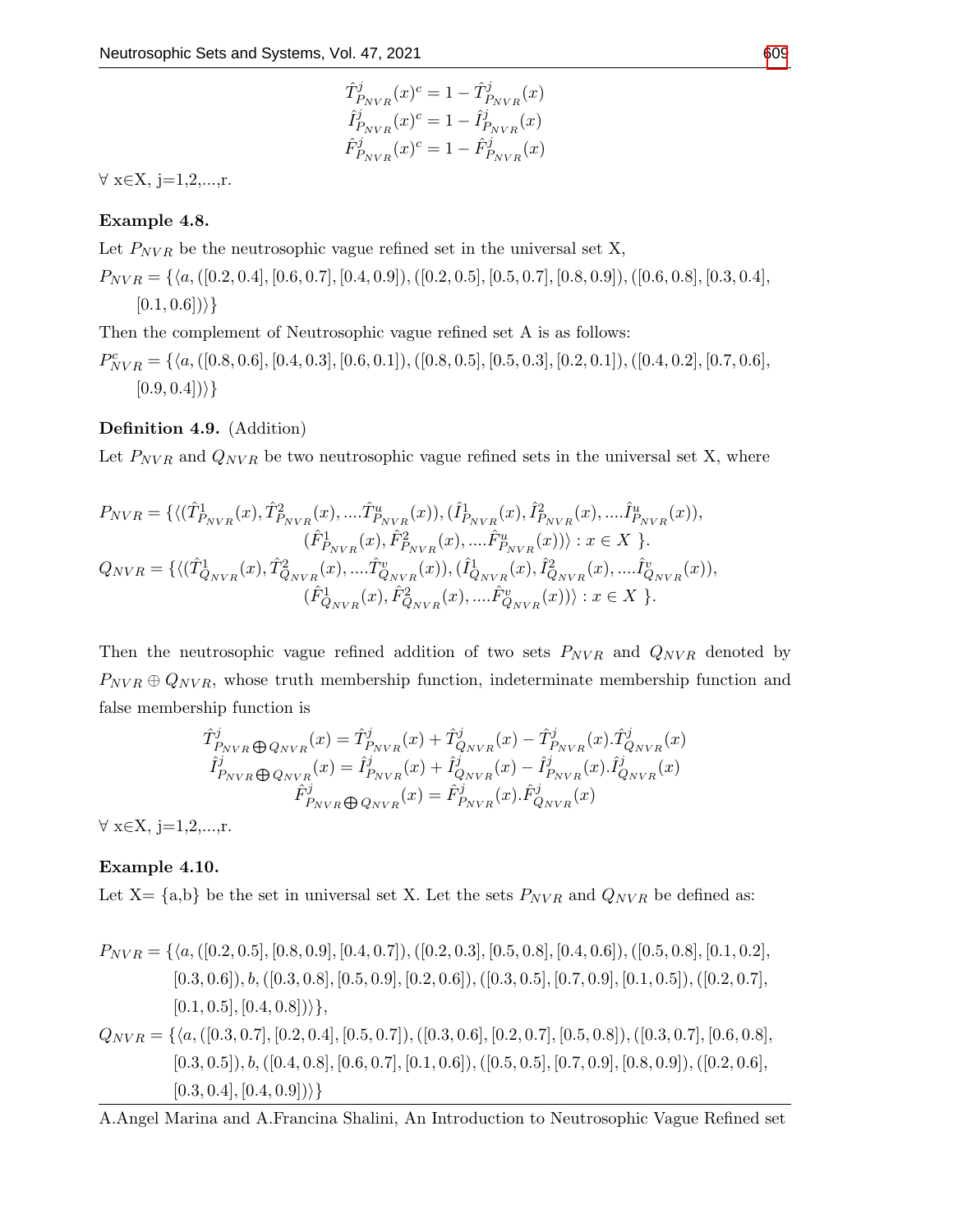$$\hat{T}^j_{P_{NVR}}(x)^c = 1 - \hat{T}^j_{P_{NVR}}(x)$$
$$\hat{I}^j_{P_{NVR}}(x)^c = 1 - \hat{I}^j_{P_{NVR}}(x)$$
$$\hat{F}^j_{P_{NVR}}(x)^c = 1 - \hat{F}^j_{P_{NVR}}(x)$$

$\forall$ x$\in$X, j=1,2,...,r.

**Example 4.8.**

Let $P_{NVR}$ be the neutrosophic vague refined set in the universal set X,

$P_{NVR} = \{\langle a, ([0.2, 0.4], [0.6, 0.7], [0.4, 0.9]), ([0.2, 0.5], [0.5, 0.7], [0.8, 0.9]), ([0.6, 0.8], [0.3, 0.4], [0.1, 0.6])\rangle\}$

Then the complement of Neutrosophic vague refined set A is as follows:

$P^c_{NVR} = \{\langle a, ([0.8, 0.6], [0.4, 0.3], [0.6, 0.1]), ([0.8, 0.5], [0.5, 0.3], [0.2, 0.1]), ([0.4, 0.2], [0.7, 0.6], [0.9, 0.4])\rangle\}$

**Definition 4.9.** (Addition)

Let $P_{NVR}$ and $Q_{NVR}$ be two neutrosophic vague refined sets in the universal set X, where

$$P_{NVR} = \{\langle(\hat{T}^1_{P_{NVR}}(x), \hat{T}^2_{P_{NVR}}(x), ....\hat{T}^u_{P_{NVR}}(x)), (\hat{I}^1_{P_{NVR}}(x), \hat{I}^2_{P_{NVR}}(x), ....\hat{I}^u_{P_{NVR}}(x)), (\hat{F}^1_{P_{NVR}}(x), \hat{F}^2_{P_{NVR}}(x), ....\hat{F}^u_{P_{NVR}}(x))\rangle : x \in X\}.$$
$$Q_{NVR} = \{\langle(\hat{T}^1_{Q_{NVR}}(x), \hat{T}^2_{Q_{NVR}}(x), ....\hat{T}^v_{Q_{NVR}}(x)), (\hat{I}^1_{Q_{NVR}}(x), \hat{I}^2_{Q_{NVR}}(x), ....\hat{I}^v_{Q_{NVR}}(x)), (\hat{F}^1_{Q_{NVR}}(x), \hat{F}^2_{Q_{NVR}}(x), ....\hat{F}^v_{Q_{NVR}}(x))\rangle : x \in X\}.$$

Then the neutrosophic vague refined addition of two sets $P_{NVR}$ and $Q_{NVR}$ denoted by $P_{NVR} \oplus Q_{NVR}$, whose truth membership function, indeterminate membership function and false membership function is

$$\hat{T}^j_{P_{NVR} \bigoplus Q_{NVR}}(x) = \hat{T}^j_{P_{NVR}}(x) + \hat{T}^j_{Q_{NVR}}(x) - \hat{T}^j_{P_{NVR}}(x).\hat{T}^j_{Q_{NVR}}(x)$$
$$\hat{I}^j_{P_{NVR} \bigoplus Q_{NVR}}(x) = \hat{I}^j_{P_{NVR}}(x) + \hat{I}^j_{Q_{NVR}}(x) - \hat{I}^j_{P_{NVR}}(x).\hat{I}^j_{Q_{NVR}}(x)$$
$$\hat{F}^j_{P_{NVR} \bigoplus Q_{NVR}}(x) = \hat{F}^j_{P_{NVR}}(x).\hat{F}^j_{Q_{NVR}}(x)$$

$\forall$ x$\in$X, j=1,2,...,r.

**Example 4.10.**

Let X= {a,b} be the set in universal set X. Let the sets $P_{NVR}$ and $Q_{NVR}$ be defined as:

$P_{NVR} = \{\langle a, ([0.2, 0.5], [0.8, 0.9], [0.4, 0.7]), ([0.2, 0.3], [0.5, 0.8], [0.4, 0.6]), ([0.5, 0.8], [0.1, 0.2], [0.3, 0.6]), b, ([0.3, 0.8], [0.5, 0.9], [0.2, 0.6]), ([0.3, 0.5], [0.7, 0.9], [0.1, 0.5]), ([0.2, 0.7], [0.1, 0.5], [0.4, 0.8])\rangle\}$,

$Q_{NVR} = \{\langle a, ([0.3, 0.7], [0.2, 0.4], [0.5, 0.7]), ([0.3, 0.6], [0.2, 0.7], [0.5, 0.8]), ([0.3, 0.7], [0.6, 0.8], [0.3, 0.5]), b, ([0.4, 0.8], [0.6, 0.7], [0.1, 0.6]), ([0.5, 0.5], [0.7, 0.9], [0.8, 0.9]), ([0.2, 0.6], [0.3, 0.4], [0.4, 0.9])\rangle\}$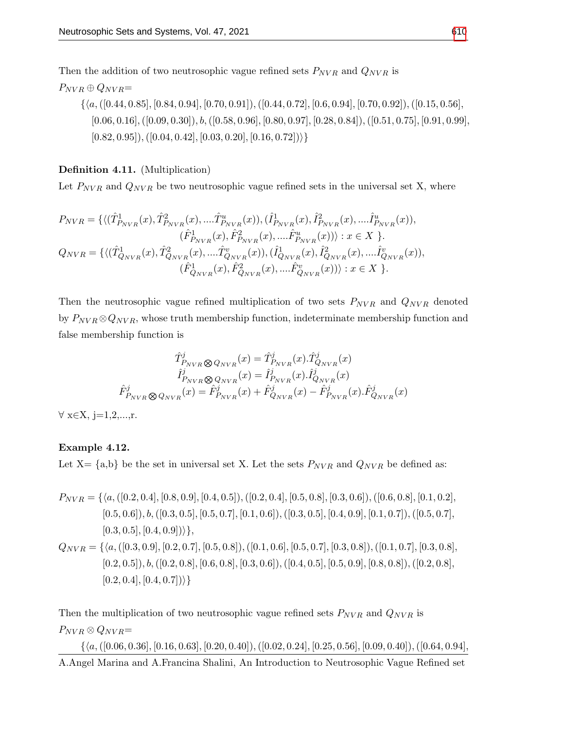Then the addition of two neutrosophic vague refined sets $P_{NVR}$ and $Q_{NVR}$ is

$P_{NVR} \oplus Q_{NVR}$=

$\{\langle a, ([0.44, 0.85], [0.84, 0.94], [0.70, 0.91]), ([0.44, 0.72], [0.6, 0.94], [0.70, 0.92]), ([0.15, 0.56], [0.06, 0.16], ([0.09, 0.30]), b, ([0.58, 0.96], [0.80, 0.97], [0.28, 0.84]), ([0.51, 0.75], [0.91, 0.99], [0.82, 0.95]), ([0.04, 0.42], [0.03, 0.20], [0.16, 0.72])\rangle\}$

**Definition 4.11.** (Multiplication)

Let $P_{NVR}$ and $Q_{NVR}$ be two neutrosophic vague refined sets in the universal set X, where

$$P_{NVR} = \{\langle(\hat{T}^1_{P_{NVR}}(x), \hat{T}^2_{P_{NVR}}(x), ....\hat{T}^u_{P_{NVR}}(x)), (\hat{I}^1_{P_{NVR}}(x), \hat{I}^2_{P_{NVR}}(x), ....\hat{I}^u_{P_{NVR}}(x)), (\hat{F}^1_{P_{NVR}}(x), \hat{F}^2_{P_{NVR}}(x), ....\hat{F}^u_{P_{NVR}}(x))\rangle : x \in X \}.$$

$$Q_{NVR} = \{\langle(\hat{T}^1_{Q_{NVR}}(x), \hat{T}^2_{Q_{NVR}}(x), ....\hat{T}^v_{Q_{NVR}}(x)), (\hat{I}^1_{Q_{NVR}}(x), \hat{I}^2_{Q_{NVR}}(x), ....\hat{I}^v_{Q_{NVR}}(x)), (\hat{F}^1_{Q_{NVR}}(x), \hat{F}^2_{Q_{NVR}}(x), ....\hat{F}^v_{Q_{NVR}}(x))\rangle : x \in X \}.$$

Then the neutrosophic vague refined multiplication of two sets $P_{NVR}$ and $Q_{NVR}$ denoted by $P_{NVR} \otimes Q_{NVR}$, whose truth membership function, indeterminate membership function and false membership function is

$$\hat{T}^j_{P_{NVR} \bigotimes Q_{NVR}}(x) = \hat{T}^j_{P_{NVR}}(x).\hat{T}^j_{Q_{NVR}}(x)$$
$$\hat{I}^j_{P_{NVR} \bigotimes Q_{NVR}}(x) = \hat{I}^j_{P_{NVR}}(x).\hat{I}^j_{Q_{NVR}}(x)$$
$$\hat{F}^j_{P_{NVR} \bigotimes Q_{NVR}}(x) = \hat{F}^j_{P_{NVR}}(x) + \hat{F}^j_{Q_{NVR}}(x) - \hat{F}^j_{P_{NVR}}(x).\hat{F}^j_{Q_{NVR}}(x)$$

$\forall$ x$\in$X, j=1,2,...,r.

**Example 4.12.**

Let X= {a,b} be the set in universal set X. Let the sets $P_{NVR}$ and $Q_{NVR}$ be defined as:

$$P_{NVR} = \{\langle a, ([0.2, 0.4], [0.8, 0.9], [0.4, 0.5]), ([0.2, 0.4], [0.5, 0.8], [0.3, 0.6]), ([0.6, 0.8], [0.1, 0.2], [0.5, 0.6]), b, ([0.3, 0.5], [0.5, 0.7], [0.1, 0.6]), ([0.3, 0.5], [0.4, 0.9], [0.1, 0.7]), ([0.5, 0.7], [0.3, 0.5], [0.4, 0.9])\rangle\},$$

$$Q_{NVR} = \{\langle a, ([0.3, 0.9], [0.2, 0.7], [0.5, 0.8]), ([0.1, 0.6], [0.5, 0.7], [0.3, 0.8]), ([0.1, 0.7], [0.3, 0.8], [0.2, 0.5]), b, ([0.2, 0.8], [0.6, 0.8], [0.3, 0.6]), ([0.4, 0.5], [0.5, 0.9], [0.8, 0.8]), ([0.2, 0.8], [0.2, 0.4], [0.4, 0.7])\rangle\}$$

Then the multiplication of two neutrosophic vague refined sets $P_{NVR}$ and $Q_{NVR}$ is

$P_{NVR} \otimes Q_{NVR}$=

$\{\langle a, ([0.06, 0.36], [0.16, 0.63], [0.20, 0.40]), ([0.02, 0.24], [0.25, 0.56], [0.09, 0.40]), ([0.64, 0.94],$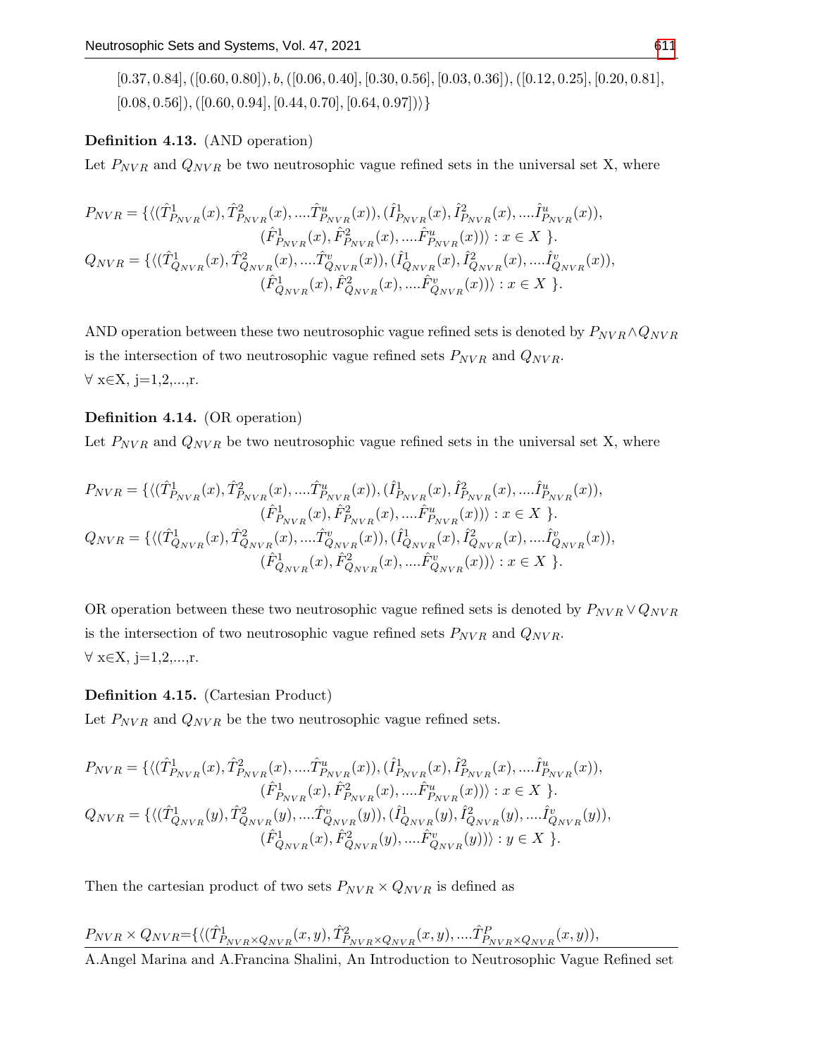$[0.37, 0.84], ([0.60, 0.80]), b, ([0.06, 0.40], [0.30, 0.56], [0.03, 0.36]), ([0.12, 0.25], [0.20, 0.81],$
$[0.08, 0.56]), ([0.60, 0.94], [0.44, 0.70], [0.64, 0.97])\rangle\}$

**Definition 4.13.** (AND operation)

Let $P_{NVR}$ and $Q_{NVR}$ be two neutrosophic vague refined sets in the universal set X, where

$$P_{NVR} = \{\langle(\hat{T}^1_{P_{NVR}}(x), \hat{T}^2_{P_{NVR}}(x), ....\hat{T}^u_{P_{NVR}}(x)), (\hat{I}^1_{P_{NVR}}(x), \hat{I}^2_{P_{NVR}}(x), ....\hat{I}^u_{P_{NVR}}(x)),$$
$$(\hat{F}^1_{P_{NVR}}(x), \hat{F}^2_{P_{NVR}}(x), ....\hat{F}^u_{P_{NVR}}(x))\rangle : x \in X \}.$$
$$Q_{NVR} = \{\langle(\hat{T}^1_{Q_{NVR}}(x), \hat{T}^2_{Q_{NVR}}(x), ....\hat{T}^v_{Q_{NVR}}(x)), (\hat{I}^1_{Q_{NVR}}(x), \hat{I}^2_{Q_{NVR}}(x), ....\hat{I}^v_{Q_{NVR}}(x)),$$
$$(\hat{F}^1_{Q_{NVR}}(x), \hat{F}^2_{Q_{NVR}}(x), ....\hat{F}^v_{Q_{NVR}}(x))\rangle : x \in X \}.$$

AND operation between these two neutrosophic vague refined sets is denoted by $P_{NVR} \wedge Q_{NVR}$ is the intersection of two neutrosophic vague refined sets $P_{NVR}$ and $Q_{NVR}$.
$\forall$ x∈X, j=1,2,...,r.

**Definition 4.14.** (OR operation)

Let $P_{NVR}$ and $Q_{NVR}$ be two neutrosophic vague refined sets in the universal set X, where

$$P_{NVR} = \{\langle(\hat{T}^1_{P_{NVR}}(x), \hat{T}^2_{P_{NVR}}(x), ....\hat{T}^u_{P_{NVR}}(x)), (\hat{I}^1_{P_{NVR}}(x), \hat{I}^2_{P_{NVR}}(x), ....\hat{I}^u_{P_{NVR}}(x)),$$
$$(\hat{F}^1_{P_{NVR}}(x), \hat{F}^2_{P_{NVR}}(x), ....\hat{F}^u_{P_{NVR}}(x))\rangle : x \in X \}.$$
$$Q_{NVR} = \{\langle(\hat{T}^1_{Q_{NVR}}(x), \hat{T}^2_{Q_{NVR}}(x), ....\hat{T}^v_{Q_{NVR}}(x)), (\hat{I}^1_{Q_{NVR}}(x), \hat{I}^2_{Q_{NVR}}(x), ....\hat{I}^v_{Q_{NVR}}(x)),$$
$$(\hat{F}^1_{Q_{NVR}}(x), \hat{F}^2_{Q_{NVR}}(x), ....\hat{F}^v_{Q_{NVR}}(x))\rangle : x \in X \}.$$

OR operation between these two neutrosophic vague refined sets is denoted by $P_{NVR} \vee Q_{NVR}$ is the intersection of two neutrosophic vague refined sets $P_{NVR}$ and $Q_{NVR}$.
$\forall$ x∈X, j=1,2,...,r.

**Definition 4.15.** (Cartesian Product)

Let $P_{NVR}$ and $Q_{NVR}$ be the two neutrosophic vague refined sets.

$$P_{NVR} = \{\langle(\hat{T}^1_{P_{NVR}}(x), \hat{T}^2_{P_{NVR}}(x), ....\hat{T}^u_{P_{NVR}}(x)), (\hat{I}^1_{P_{NVR}}(x), \hat{I}^2_{P_{NVR}}(x), ....\hat{I}^u_{P_{NVR}}(x)),$$
$$(\hat{F}^1_{P_{NVR}}(x), \hat{F}^2_{P_{NVR}}(x), ....\hat{F}^u_{P_{NVR}}(x))\rangle : x \in X \}.$$
$$Q_{NVR} = \{\langle(\hat{T}^1_{Q_{NVR}}(y), \hat{T}^2_{Q_{NVR}}(y), ....\hat{T}^v_{Q_{NVR}}(y)), (\hat{I}^1_{Q_{NVR}}(y), \hat{I}^2_{Q_{NVR}}(y), ....\hat{I}^v_{Q_{NVR}}(y)),$$
$$(\hat{F}^1_{Q_{NVR}}(x), \hat{F}^2_{Q_{NVR}}(y), ....\hat{F}^v_{Q_{NVR}}(y))\rangle : y \in X \}.$$

Then the cartesian product of two sets $P_{NVR} \times Q_{NVR}$ is defined as

$P_{NVR} \times Q_{NVR}$=$\{\langle(\hat{T}^1_{P_{NVR} \times Q_{NVR}}(x, y), \hat{T}^2_{P_{NVR} \times Q_{NVR}}(x, y), ....\hat{T}^P_{P_{NVR} \times Q_{NVR}}(x, y)),$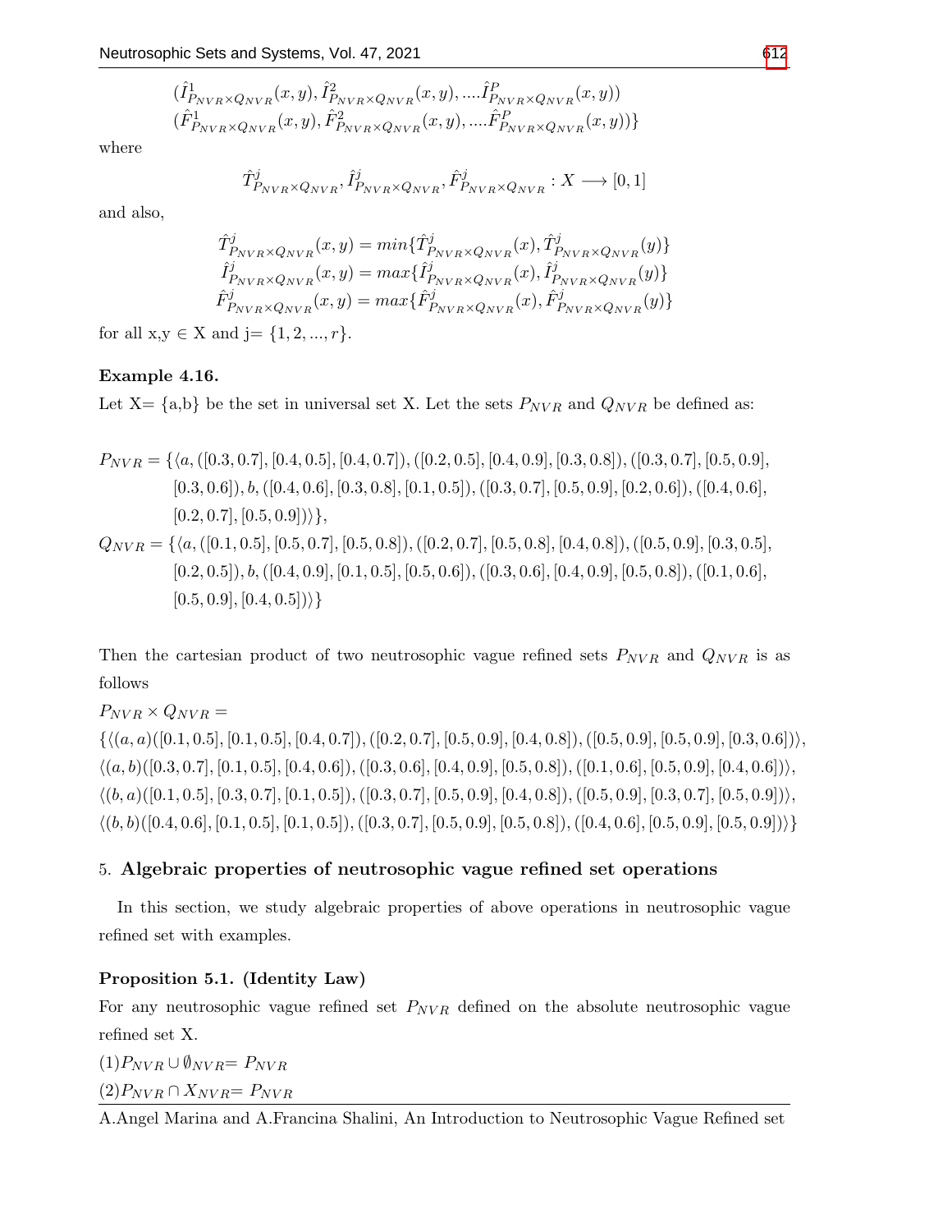$$(\hat{I}^1_{P_{NVR}\times Q_{NVR}}(x,y), \hat{I}^2_{P_{NVR}\times Q_{NVR}}(x,y), ....\hat{I}^P_{P_{NVR}\times Q_{NVR}}(x,y))$$
$$(\hat{F}^1_{P_{NVR}\times Q_{NVR}}(x,y), \hat{F}^2_{P_{NVR}\times Q_{NVR}}(x,y), ....\hat{F}^P_{P_{NVR}\times Q_{NVR}}(x,y))\}$$

where

$$\hat{T}^j_{P_{NVR}\times Q_{NVR}}, \hat{I}^j_{P_{NVR}\times Q_{NVR}}, \hat{F}^j_{P_{NVR}\times Q_{NVR}} : X \longrightarrow [0,1]$$

and also,

$$\hat{T}^j_{P_{NVR}\times Q_{NVR}}(x,y) = min\{\hat{T}^j_{P_{NVR}\times Q_{NVR}}(x), \hat{T}^j_{P_{NVR}\times Q_{NVR}}(y)\}$$
$$\hat{I}^j_{P_{NVR}\times Q_{NVR}}(x,y) = max\{\hat{I}^j_{P_{NVR}\times Q_{NVR}}(x), \hat{I}^j_{P_{NVR}\times Q_{NVR}}(y)\}$$
$$\hat{F}^j_{P_{NVR}\times Q_{NVR}}(x,y) = max\{\hat{F}^j_{P_{NVR}\times Q_{NVR}}(x), \hat{F}^j_{P_{NVR}\times Q_{NVR}}(y)\}$$

for all x,y $\in$ X and j= $\{1, 2, ..., r\}$.

**Example 4.16.**

Let X= {a,b} be the set in universal set X. Let the sets $P_{NVR}$ and $Q_{NVR}$ be defined as:

$$P_{NVR} = \{\langle a, ([0.3, 0.7], [0.4, 0.5], [0.4, 0.7]), ([0.2, 0.5], [0.4, 0.9], [0.3, 0.8]), ([0.3, 0.7], [0.5, 0.9], [0.3, 0.6]), b, ([0.4, 0.6], [0.3, 0.8], [0.1, 0.5]), ([0.3, 0.7], [0.5, 0.9], [0.2, 0.6]), ([0.4, 0.6], [0.2, 0.7], [0.5, 0.9])\rangle\},$$

$$Q_{NVR} = \{\langle a, ([0.1, 0.5], [0.5, 0.7], [0.5, 0.8]), ([0.2, 0.7], [0.5, 0.8], [0.4, 0.8]), ([0.5, 0.9], [0.3, 0.5], [0.2, 0.5]), b, ([0.4, 0.9], [0.1, 0.5], [0.5, 0.6]), ([0.3, 0.6], [0.4, 0.9], [0.5, 0.8]), ([0.1, 0.6], [0.5, 0.9], [0.4, 0.5])\rangle\}$$

Then the cartesian product of two neutrosophic vague refined sets $P_{NVR}$ and $Q_{NVR}$ is as follows

$P_{NVR} \times Q_{NVR} =$

$\{\langle (a,a)([0.1, 0.5], [0.1, 0.5], [0.4, 0.7]), ([0.2, 0.7], [0.5, 0.9], [0.4, 0.8]), ([0.5, 0.9], [0.5, 0.9], [0.3, 0.6])\rangle,$
$\langle (a,b)([0.3, 0.7], [0.1, 0.5], [0.4, 0.6]), ([0.3, 0.6], [0.4, 0.9], [0.5, 0.8]), ([0.1, 0.6], [0.5, 0.9], [0.4, 0.6])\rangle,$
$\langle (b,a)([0.1, 0.5], [0.3, 0.7], [0.1, 0.5]), ([0.3, 0.7], [0.5, 0.9], [0.4, 0.8]), ([0.5, 0.9], [0.3, 0.7], [0.5, 0.9])\rangle,$
$\langle (b,b)([0.4, 0.6], [0.1, 0.5], [0.1, 0.5]), ([0.3, 0.7], [0.5, 0.9], [0.5, 0.8]), ([0.4, 0.6], [0.5, 0.9], [0.5, 0.9])\rangle\}$

## 5. Algebraic properties of neutrosophic vague refined set operations

In this section, we study algebraic properties of above operations in neutrosophic vague refined set with examples.

**Proposition 5.1. (Identity Law)**

For any neutrosophic vague refined set $P_{NVR}$ defined on the absolute neutrosophic vague refined set X.

(1)$P_{NVR} \cup \emptyset_{NVR}$= $P_{NVR}$

(2)$P_{NVR} \cap X_{NVR}$= $P_{NVR}$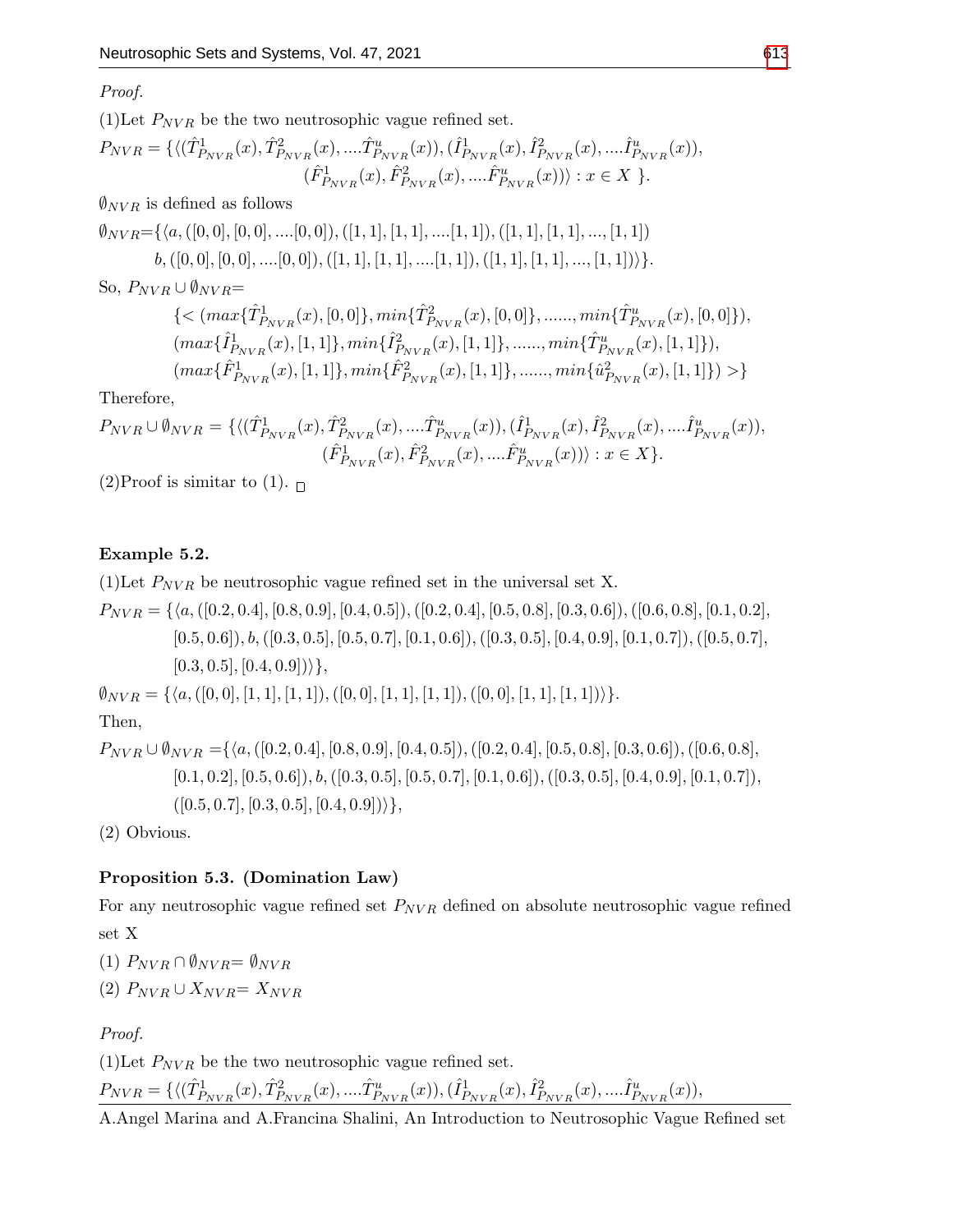*Proof.*

(1)Let $P_{NVR}$ be the two neutrosophic vague refined set.

$$P_{NVR} = \{\langle(\hat{T}^1_{P_{NVR}}(x), \hat{T}^2_{P_{NVR}}(x), ....\hat{T}^u_{P_{NVR}}(x)), (\hat{I}^1_{P_{NVR}}(x), \hat{I}^2_{P_{NVR}}(x), ....\hat{I}^u_{P_{NVR}}(x)), (\hat{F}^1_{P_{NVR}}(x), \hat{F}^2_{P_{NVR}}(x), ....\hat{F}^u_{P_{NVR}}(x))\rangle : x \in X \}.$$

$\emptyset_{NVR}$ is defined as follows

$$\emptyset_{NVR}=\{\langle a, ([0,0],[0,0],....[0,0]), ([1,1],[1,1],....[1,1]), ([1,1],[1,1],...,[1,1]) \; b, ([0,0],[0,0],....[0,0]), ([1,1],[1,1],....[1,1]), ([1,1],[1,1],...,[1,1])\rangle\}.$$

So, $P_{NVR} \cup \emptyset_{NVR}$=

$$\{< (max\{\hat{T}^1_{P_{NVR}}(x),[0,0]\}, min\{\hat{T}^2_{P_{NVR}}(x),[0,0]\}, ......, min\{\hat{T}^u_{P_{NVR}}(x),[0,0]\}), (max\{\hat{I}^1_{P_{NVR}}(x),[1,1]\}, min\{\hat{I}^2_{P_{NVR}}(x),[1,1]\}, ......, min\{\hat{T}^u_{P_{NVR}}(x),[1,1]\}), (max\{\hat{F}^1_{P_{NVR}}(x),[1,1]\}, min\{\hat{F}^2_{P_{NVR}}(x),[1,1]\}, ......, min\{\hat{u}^2_{P_{NVR}}(x),[1,1]\}) >\}$$

Therefore,

$$P_{NVR} \cup \emptyset_{NVR} = \{\langle(\hat{T}^1_{P_{NVR}}(x), \hat{T}^2_{P_{NVR}}(x), ....\hat{T}^u_{P_{NVR}}(x)), (\hat{I}^1_{P_{NVR}}(x), \hat{I}^2_{P_{NVR}}(x), ....\hat{I}^u_{P_{NVR}}(x)), (\hat{F}^1_{P_{NVR}}(x), \hat{F}^2_{P_{NVR}}(x), ....\hat{F}^u_{P_{NVR}}(x))\rangle : x \in X\}.$$

(2)Proof is simitar to (1). □

**Example 5.2.**

(1)Let $P_{NVR}$ be neutrosophic vague refined set in the universal set X.

$$P_{NVR} = \{\langle a, ([0.2,0.4],[0.8,0.9],[0.4,0.5]), ([0.2,0.4],[0.5,0.8],[0.3,0.6]), ([0.6,0.8],[0.1,0.2],[0.5,0.6]), b, ([0.3,0.5],[0.5,0.7],[0.1,0.6]), ([0.3,0.5],[0.4,0.9],[0.1,0.7]), ([0.5,0.7],[0.3,0.5],[0.4,0.9])\rangle\},$$

$$\emptyset_{NVR} = \{\langle a, ([0,0],[1,1],[1,1]), ([0,0],[1,1],[1,1]), ([0,0],[1,1],[1,1])\rangle\}.$$

Then,

$$P_{NVR} \cup \emptyset_{NVR} =\{\langle a, ([0.2,0.4],[0.8,0.9],[0.4,0.5]), ([0.2,0.4],[0.5,0.8],[0.3,0.6]), ([0.6,0.8],[0.1,0.2],[0.5,0.6]), b, ([0.3,0.5],[0.5,0.7],[0.1,0.6]), ([0.3,0.5],[0.4,0.9],[0.1,0.7]), ([0.5,0.7],[0.3,0.5],[0.4,0.9])\rangle\},$$

(2) Obvious.

**Proposition 5.3. (Domination Law)**

For any neutrosophic vague refined set $P_{NVR}$ defined on absolute neutrosophic vague refined set X

(1) $P_{NVR} \cap \emptyset_{NVR}= \emptyset_{NVR}$

(2) $P_{NVR} \cup X_{NVR}= X_{NVR}$

*Proof.*

(1)Let $P_{NVR}$ be the two neutrosophic vague refined set.

$$P_{NVR} = \{\langle(\hat{T}^1_{P_{NVR}}(x), \hat{T}^2_{P_{NVR}}(x), ....\hat{T}^u_{P_{NVR}}(x)), (\hat{I}^1_{P_{NVR}}(x), \hat{I}^2_{P_{NVR}}(x), ....\hat{I}^u_{P_{NVR}}(x)),$$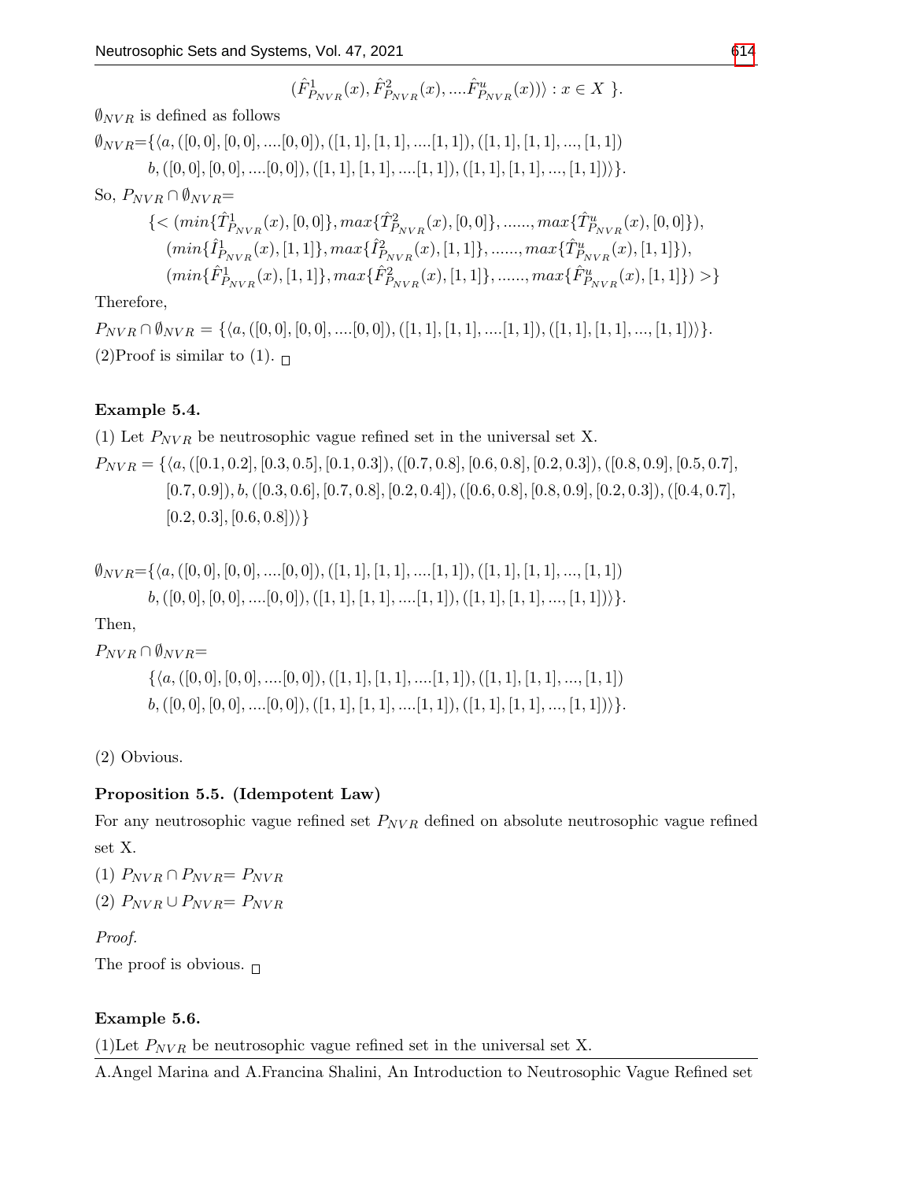$$(\hat{F}^1_{P_{NVR}}(x), \hat{F}^2_{P_{NVR}}(x), ....\hat{F}^u_{P_{NVR}}(x))\rangle : x \in X \ \}.$$

$\emptyset_{NVR}$ is defined as follows

$\emptyset_{NVR}$=$\{\langle a, ([0,0],[0,0],....[0,0]),([1,1],[1,1],....[1,1]),([1,1],[1,1],...,[1,1])$
$b, ([0,0],[0,0],....[0,0]),([1,1],[1,1],....[1,1]),([1,1],[1,1],...,[1,1])\rangle\}.$

So, $P_{NVR} \cap \emptyset_{NVR}$=

$$\{< (min\{\hat{T}^1_{P_{NVR}}(x), [0,0]\}, max\{\hat{T}^2_{P_{NVR}}(x), [0,0]\}, ......, max\{\hat{T}^u_{P_{NVR}}(x), [0,0]\}),$$
$$(min\{\hat{I}^1_{P_{NVR}}(x), [1,1]\}, max\{\hat{I}^2_{P_{NVR}}(x), [1,1]\}, ......, max\{\hat{T}^u_{P_{NVR}}(x), [1,1]\}),$$
$$(min\{\hat{F}^1_{P_{NVR}}(x), [1,1]\}, max\{\hat{F}^2_{P_{NVR}}(x), [1,1]\}, ......, max\{\hat{F}^u_{P_{NVR}}(x), [1,1]\}) >\}$$

Therefore,

$P_{NVR} \cap \emptyset_{NVR} = \{\langle a, ([0,0],[0,0],....[0,0]),([1,1],[1,1],....[1,1]),([1,1],[1,1],...,[1,1])\rangle\}.$

(2)Proof is similar to (1). □

**Example 5.4.**

(1) Let $P_{NVR}$ be neutrosophic vague refined set in the universal set X.

$P_{NVR} = \{\langle a, ([0.1,0.2],[0.3,0.5],[0.1,0.3]),([0.7,0.8],[0.6,0.8],[0.2,0.3]),([0.8,0.9],[0.5,0.7],$
$[0.7,0.9]), b, ([0.3,0.6],[0.7,0.8],[0.2,0.4]),([0.6,0.8],[0.8,0.9],[0.2,0.3]),([0.4,0.7],$
$[0.2,0.3],[0.6,0.8])\rangle\}$

$\emptyset_{NVR}$=$\{\langle a, ([0,0],[0,0],....[0,0]),([1,1],[1,1],....[1,1]),([1,1],[1,1],...,[1,1])$
$b, ([0,0],[0,0],....[0,0]),([1,1],[1,1],....[1,1]),([1,1],[1,1],...,[1,1])\rangle\}.$

Then,

$P_{NVR} \cap \emptyset_{NVR}$=

$\{\langle a, ([0,0],[0,0],....[0,0]),([1,1],[1,1],....[1,1]),([1,1],[1,1],...,[1,1])$
$b, ([0,0],[0,0],....[0,0]),([1,1],[1,1],....[1,1]),([1,1],[1,1],...,[1,1])\rangle\}.$

(2) Obvious.

**Proposition 5.5. (Idempotent Law)**

For any neutrosophic vague refined set $P_{NVR}$ defined on absolute neutrosophic vague refined set X.

(1) $P_{NVR} \cap P_{NVR}$= $P_{NVR}$

(2) $P_{NVR} \cup P_{NVR}$= $P_{NVR}$

*Proof.*

The proof is obvious. □

**Example 5.6.**

(1)Let $P_{NVR}$ be neutrosophic vague refined set in the universal set X.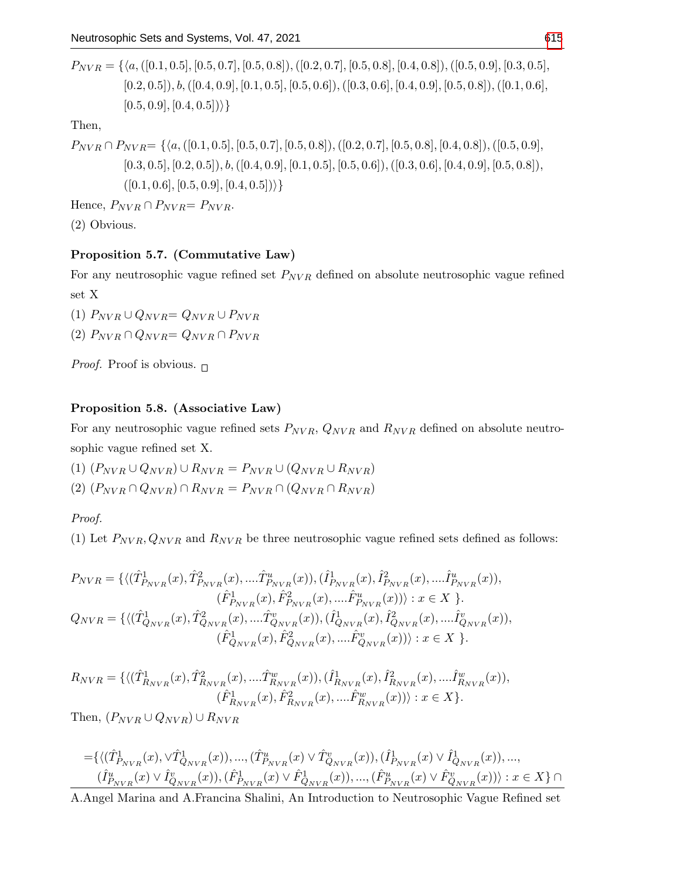$$P_{NVR} = \{\langle a, ([0.1, 0.5], [0.5, 0.7], [0.5, 0.8]), ([0.2, 0.7], [0.5, 0.8], [0.4, 0.8]), ([0.5, 0.9], [0.3, 0.5], [0.2, 0.5]), b, ([0.4, 0.9], [0.1, 0.5], [0.5, 0.6]), ([0.3, 0.6], [0.4, 0.9], [0.5, 0.8]), ([0.1, 0.6], [0.5, 0.9], [0.4, 0.5])\rangle\}$$

Then,

$$P_{NVR} \cap P_{NVR} = \{\langle a, ([0.1, 0.5], [0.5, 0.7], [0.5, 0.8]), ([0.2, 0.7], [0.5, 0.8], [0.4, 0.8]), ([0.5, 0.9], [0.3, 0.5], [0.2, 0.5]), b, ([0.4, 0.9], [0.1, 0.5], [0.5, 0.6]), ([0.3, 0.6], [0.4, 0.9], [0.5, 0.8]), ([0.1, 0.6], [0.5, 0.9], [0.4, 0.5])\rangle\}$$

Hence, $P_{NVR} \cap P_{NVR} = P_{NVR}$.

(2) Obvious.

**Proposition 5.7. (Commutative Law)**

For any neutrosophic vague refined set $P_{NVR}$ defined on absolute neutrosophic vague refined set X

(1) $P_{NVR} \cup Q_{NVR} = Q_{NVR} \cup P_{NVR}$

(2) $P_{NVR} \cap Q_{NVR} = Q_{NVR} \cap P_{NVR}$

*Proof.* Proof is obvious. □

**Proposition 5.8. (Associative Law)**

For any neutrosophic vague refined sets $P_{NVR}$, $Q_{NVR}$ and $R_{NVR}$ defined on absolute neutrosophic vague refined set X.

(1) $(P_{NVR} \cup Q_{NVR}) \cup R_{NVR} = P_{NVR} \cup (Q_{NVR} \cup R_{NVR})$

(2) $(P_{NVR} \cap Q_{NVR}) \cap R_{NVR} = P_{NVR} \cap (Q_{NVR} \cap R_{NVR})$

*Proof.*

(1) Let $P_{NVR}, Q_{NVR}$ and $R_{NVR}$ be three neutrosophic vague refined sets defined as follows:

$$P_{NVR} = \{\langle(\hat{T}^1_{P_{NVR}}(x), \hat{T}^2_{P_{NVR}}(x), ....\hat{T}^u_{P_{NVR}}(x)), (\hat{I}^1_{P_{NVR}}(x), \hat{I}^2_{P_{NVR}}(x), ....\hat{I}^u_{P_{NVR}}(x)), (\hat{F}^1_{P_{NVR}}(x), \hat{F}^2_{P_{NVR}}(x), ....\hat{F}^u_{P_{NVR}}(x))\rangle : x \in X\ \}.$$

$$Q_{NVR} = \{\langle(\hat{T}^1_{Q_{NVR}}(x), \hat{T}^2_{Q_{NVR}}(x), ....\hat{T}^v_{Q_{NVR}}(x)), (\hat{I}^1_{Q_{NVR}}(x), \hat{I}^2_{Q_{NVR}}(x), ....\hat{I}^v_{Q_{NVR}}(x)), (\hat{F}^1_{Q_{NVR}}(x), \hat{F}^2_{Q_{NVR}}(x), ....\hat{F}^v_{Q_{NVR}}(x))\rangle : x \in X\ \}.$$

$$R_{NVR} = \{\langle(\hat{T}^1_{R_{NVR}}(x), \hat{T}^2_{R_{NVR}}(x), ....\hat{T}^w_{R_{NVR}}(x)), (\hat{I}^1_{R_{NVR}}(x), \hat{I}^2_{R_{NVR}}(x), ....\hat{I}^w_{R_{NVR}}(x)), (\hat{F}^1_{R_{NVR}}(x), \hat{F}^2_{R_{NVR}}(x), ....\hat{F}^w_{R_{NVR}}(x))\rangle : x \in X\}.$$

Then, $(P_{NVR} \cup Q_{NVR}) \cup R_{NVR}$

$$=\{\langle(\hat{T}^1_{P_{NVR}}(x), \vee\hat{T}^1_{Q_{NVR}}(x)), ..., (\hat{T}^u_{P_{NVR}}(x) \vee \hat{T}^v_{Q_{NVR}}(x)), (\hat{I}^1_{P_{NVR}}(x) \vee \hat{I}^1_{Q_{NVR}}(x)), ..., (\hat{I}^u_{P_{NVR}}(x) \vee \hat{I}^v_{Q_{NVR}}(x)), (\hat{F}^1_{P_{NVR}}(x) \vee \hat{F}^1_{Q_{NVR}}(x)), ..., (\hat{F}^u_{P_{NVR}}(x) \vee \hat{F}^v_{Q_{NVR}}(x))\rangle : x \in X\} \cap$$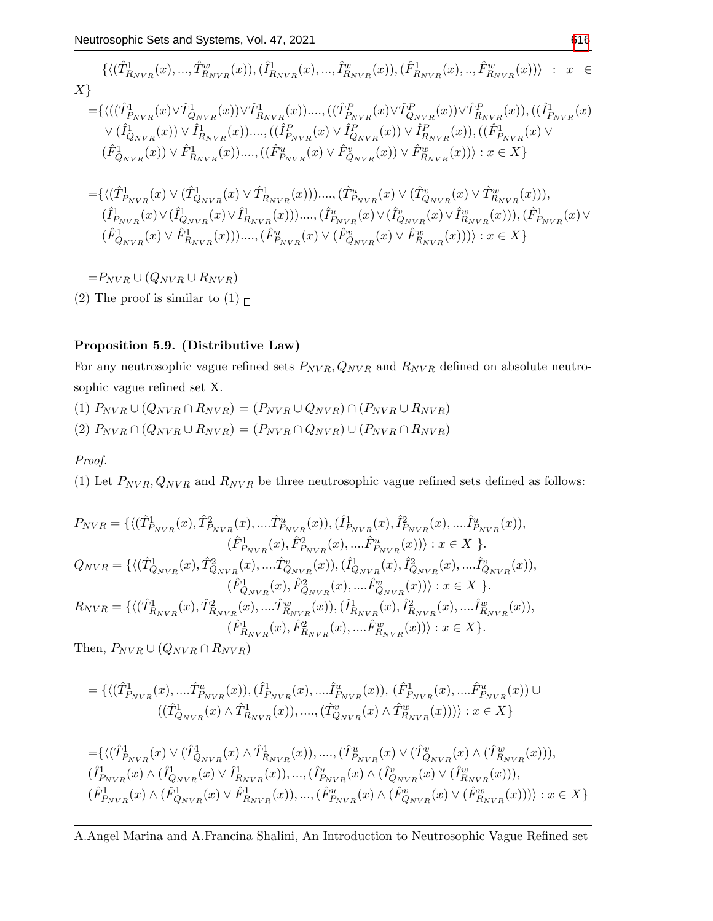$$\{\langle(\hat{T}^1_{R_{NVR}}(x),...,\hat{T}^w_{R_{NVR}}(x)),(\hat{I}^1_{R_{NVR}}(x),...,\hat{I}^w_{R_{NVR}}(x)),(\hat{F}^1_{R_{NVR}}(x),..,\hat{F}^w_{R_{NVR}}(x))\rangle\ :\ x\in X\}$$

$$=\{\langle((\hat{T}^1_{P_{NVR}}(x)\vee\hat{T}^1_{Q_{NVR}}(x))\vee\hat{T}^1_{R_{NVR}}(x))....,((\hat{T}^P_{P_{NVR}}(x)\vee\hat{T}^P_{Q_{NVR}}(x))\vee\hat{T}^P_{R_{NVR}}(x)),((\hat{I}^1_{P_{NVR}}(x)\vee(\hat{I}^1_{Q_{NVR}}(x))\vee\hat{I}^1_{R_{NVR}}(x))....,((\hat{I}^P_{P_{NVR}}(x)\vee\hat{I}^P_{Q_{NVR}}(x))\vee\hat{I}^P_{R_{NVR}}(x)),((\hat{F}^1_{P_{NVR}}(x)\vee(\hat{F}^1_{Q_{NVR}}(x))\vee\hat{F}^1_{R_{NVR}}(x))....,((\hat{F}^u_{P_{NVR}}(x)\vee\hat{F}^v_{Q_{NVR}}(x))\vee\hat{F}^w_{R_{NVR}}(x))\rangle : x\in X\}$$

$$=\{\langle(\hat{T}^1_{P_{NVR}}(x)\vee(\hat{T}^1_{Q_{NVR}}(x)\vee\hat{T}^1_{R_{NVR}}(x)))....,(\hat{T}^u_{P_{NVR}}(x)\vee(\hat{T}^v_{Q_{NVR}}(x)\vee\hat{T}^w_{R_{NVR}}(x))),(\hat{I}^1_{P_{NVR}}(x)\vee(\hat{I}^1_{Q_{NVR}}(x)\vee\hat{I}^1_{R_{NVR}}(x)))....,(\hat{I}^u_{P_{NVR}}(x)\vee(\hat{I}^v_{Q_{NVR}}(x)\vee\hat{I}^w_{R_{NVR}}(x))),(\hat{F}^1_{P_{NVR}}(x)\vee(\hat{F}^1_{Q_{NVR}}(x)\vee\hat{F}^1_{R_{NVR}}(x)))....,(\hat{F}^u_{P_{NVR}}(x)\vee(\hat{F}^v_{Q_{NVR}}(x)\vee\hat{F}^w_{R_{NVR}}(x)))\rangle : x\in X\}$$

$$=P_{NVR}\cup(Q_{NVR}\cup R_{NVR})$$

(2) The proof is similar to (1) □

**Proposition 5.9. (Distributive Law)**

For any neutrosophic vague refined sets $P_{NVR}, Q_{NVR}$ and $R_{NVR}$ defined on absolute neutrosophic vague refined set X.

(1) $P_{NVR}\cup(Q_{NVR}\cap R_{NVR}) = (P_{NVR}\cup Q_{NVR})\cap(P_{NVR}\cup R_{NVR})$

(2) $P_{NVR}\cap(Q_{NVR}\cup R_{NVR}) = (P_{NVR}\cap Q_{NVR})\cup(P_{NVR}\cap R_{NVR})$

*Proof.*

(1) Let $P_{NVR}, Q_{NVR}$ and $R_{NVR}$ be three neutrosophic vague refined sets defined as follows:

$$P_{NVR}=\{\langle(\hat{T}^1_{P_{NVR}}(x),\hat{T}^2_{P_{NVR}}(x),....\hat{T}^u_{P_{NVR}}(x)),(\hat{I}^1_{P_{NVR}}(x),\hat{I}^2_{P_{NVR}}(x),....\hat{I}^u_{P_{NVR}}(x)),(\hat{F}^1_{P_{NVR}}(x),\hat{F}^2_{P_{NVR}}(x),....\hat{F}^u_{P_{NVR}}(x))\rangle : x\in X\ \}.$$

$$Q_{NVR}=\{\langle(\hat{T}^1_{Q_{NVR}}(x),\hat{T}^2_{Q_{NVR}}(x),....\hat{T}^v_{Q_{NVR}}(x)),(\hat{I}^1_{Q_{NVR}}(x),\hat{I}^2_{Q_{NVR}}(x),....\hat{I}^v_{Q_{NVR}}(x)),(\hat{F}^1_{Q_{NVR}}(x),\hat{F}^2_{Q_{NVR}}(x),....\hat{F}^v_{Q_{NVR}}(x))\rangle : x\in X\ \}.$$

$$R_{NVR}=\{\langle(\hat{T}^1_{R_{NVR}}(x),\hat{T}^2_{R_{NVR}}(x),....\hat{T}^w_{R_{NVR}}(x)),(\hat{I}^1_{R_{NVR}}(x),\hat{I}^2_{R_{NVR}}(x),....\hat{I}^w_{R_{NVR}}(x)),(\hat{F}^1_{R_{NVR}}(x),\hat{F}^2_{R_{NVR}}(x),....\hat{F}^w_{R_{NVR}}(x))\rangle : x\in X\}.$$

Then, $P_{NVR}\cup(Q_{NVR}\cap R_{NVR})$

$$=\{\langle(\hat{T}^1_{P_{NVR}}(x),....\hat{T}^u_{P_{NVR}}(x)),(\hat{I}^1_{P_{NVR}}(x),....\hat{I}^u_{P_{NVR}}(x)),\ (\hat{F}^1_{P_{NVR}}(x),....\hat{F}^u_{P_{NVR}}(x))\cup((\hat{T}^1_{Q_{NVR}}(x)\wedge\hat{T}^1_{R_{NVR}}(x)),....,(\hat{T}^v_{Q_{NVR}}(x)\wedge\hat{T}^w_{R_{NVR}}(x)))\rangle : x\in X\}$$

$$=\{\langle(\hat{T}^1_{P_{NVR}}(x)\vee(\hat{T}^1_{Q_{NVR}}(x)\wedge\hat{T}^1_{R_{NVR}}(x)),....,(\hat{T}^u_{P_{NVR}}(x)\vee(\hat{T}^v_{Q_{NVR}}(x)\wedge(\hat{T}^w_{R_{NVR}}(x))),(\hat{I}^1_{P_{NVR}}(x)\wedge(\hat{I}^1_{Q_{NVR}}(x)\vee\hat{I}^1_{R_{NVR}}(x)),...,(\hat{I}^u_{P_{NVR}}(x)\wedge(\hat{I}^v_{Q_{NVR}}(x)\vee(\hat{I}^w_{R_{NVR}}(x))),(\hat{F}^1_{P_{NVR}}(x)\wedge(\hat{F}^1_{Q_{NVR}}(x)\vee\hat{F}^1_{R_{NVR}}(x)),...,(\hat{F}^u_{P_{NVR}}(x)\wedge(\hat{F}^v_{Q_{NVR}}(x)\vee(\hat{F}^w_{R_{NVR}}(x)))\rangle : x\in X\}$$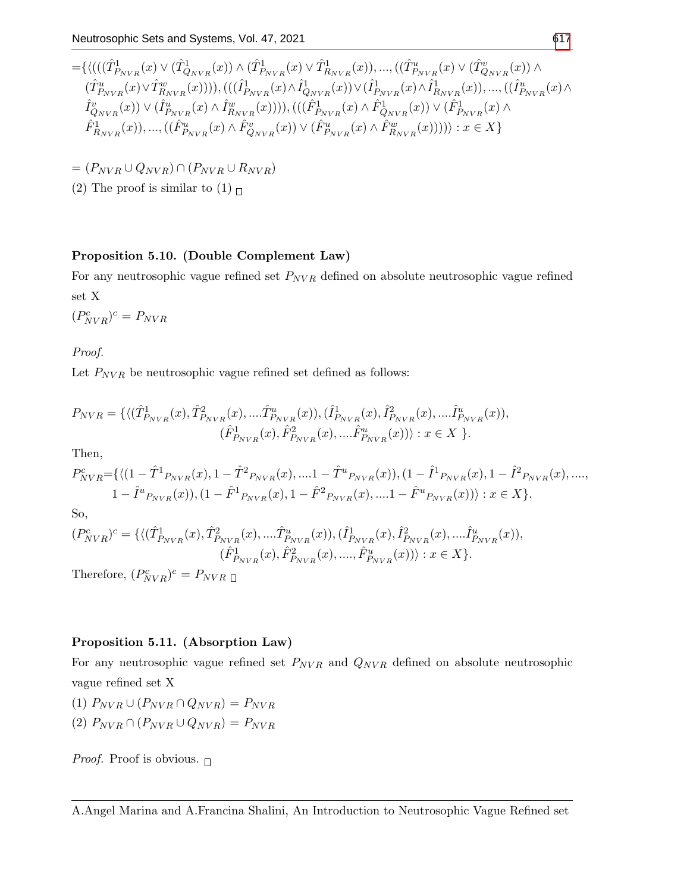$$=\{\langle((((\hat{T}^1_{P_{NVR}}(x) \vee (\hat{T}^1_{Q_{NVR}}(x)) \wedge (\hat{T}^1_{P_{NVR}}(x) \vee \hat{T}^1_{R_{NVR}}(x)), ..., ((\hat{T}^u_{P_{NVR}}(x) \vee (\hat{T}^v_{Q_{NVR}}(x)) \wedge (\hat{T}^u_{P_{NVR}}(x) \vee \hat{T}^w_{R_{NVR}}(x)))), (((\hat{I}^1_{P_{NVR}}(x) \wedge \hat{I}^1_{Q_{NVR}}(x)) \vee (\hat{I}^1_{P_{NVR}}(x) \wedge \hat{I}^1_{R_{NVR}}(x)), ..., ((\hat{I}^u_{P_{NVR}}(x) \wedge \hat{I}^v_{Q_{NVR}}(x)) \vee (\hat{I}^u_{P_{NVR}}(x) \wedge \hat{I}^w_{R_{NVR}}(x)))), (((\hat{F}^1_{P_{NVR}}(x) \wedge \hat{F}^1_{Q_{NVR}}(x)) \vee (\hat{F}^1_{P_{NVR}}(x) \wedge \hat{F}^1_{R_{NVR}}(x)), ..., ((\hat{F}^u_{P_{NVR}}(x) \wedge \hat{F}^v_{Q_{NVR}}(x)) \vee (\hat{F}^u_{P_{NVR}}(x) \wedge \hat{F}^w_{R_{NVR}}(x)))))\rangle : x \in X\}$$

$$= (P_{NVR} \cup Q_{NVR}) \cap (P_{NVR} \cup R_{NVR})$$

(2) The proof is similar to (1) □

**Proposition 5.10. (Double Complement Law)**

For any neutrosophic vague refined set $P_{NVR}$ defined on absolute neutrosophic vague refined set X

$(P^c_{NVR})^c = P_{NVR}$

*Proof.*

Let $P_{NVR}$ be neutrosophic vague refined set defined as follows:

$$P_{NVR} = \{\langle(\hat{T}^1_{P_{NVR}}(x), \hat{T}^2_{P_{NVR}}(x), ....\hat{T}^u_{P_{NVR}}(x)), (\hat{I}^1_{P_{NVR}}(x), \hat{I}^2_{P_{NVR}}(x), ....\hat{I}^u_{P_{NVR}}(x)), (\hat{F}^1_{P_{NVR}}(x), \hat{F}^2_{P_{NVR}}(x), ....\hat{F}^u_{P_{NVR}}(x))\rangle : x \in X \}.$$

Then,

$$P^c_{NVR}=\{\langle(1 - \hat{T}^1{}_{P_{NVR}}(x), 1 - \hat{T}^2{}_{P_{NVR}}(x), ....1 - \hat{T}^u{}_{P_{NVR}}(x)), (1 - \hat{I}^1{}_{P_{NVR}}(x), 1 - \hat{I}^2{}_{P_{NVR}}(x), ...., 1 - \hat{I}^u{}_{P_{NVR}}(x)), (1 - \hat{F}^1{}_{P_{NVR}}(x), 1 - \hat{F}^2{}_{P_{NVR}}(x), ....1 - \hat{F}^u{}_{P_{NVR}}(x))\rangle : x \in X\}.$$

So,

$$(P^c_{NVR})^c = \{\langle(\hat{T}^1_{P_{NVR}}(x), \hat{T}^2_{P_{NVR}}(x), ....\hat{T}^u_{P_{NVR}}(x)), (\hat{I}^1_{P_{NVR}}(x), \hat{I}^2_{P_{NVR}}(x), ....\hat{I}^u_{P_{NVR}}(x)), (\hat{F}^1_{P_{NVR}}(x), \hat{F}^2_{P_{NVR}}(x), ...., \hat{F}^u_{P_{NVR}}(x))\rangle : x \in X\}.$$

Therefore, $(P^c_{NVR})^c = P_{NVR}$ □

**Proposition 5.11. (Absorption Law)**

For any neutrosophic vague refined set $P_{NVR}$ and $Q_{NVR}$ defined on absolute neutrosophic vague refined set X

(1) $P_{NVR} \cup (P_{NVR} \cap Q_{NVR}) = P_{NVR}$

(2) $P_{NVR} \cap (P_{NVR} \cup Q_{NVR}) = P_{NVR}$

*Proof.* Proof is obvious. □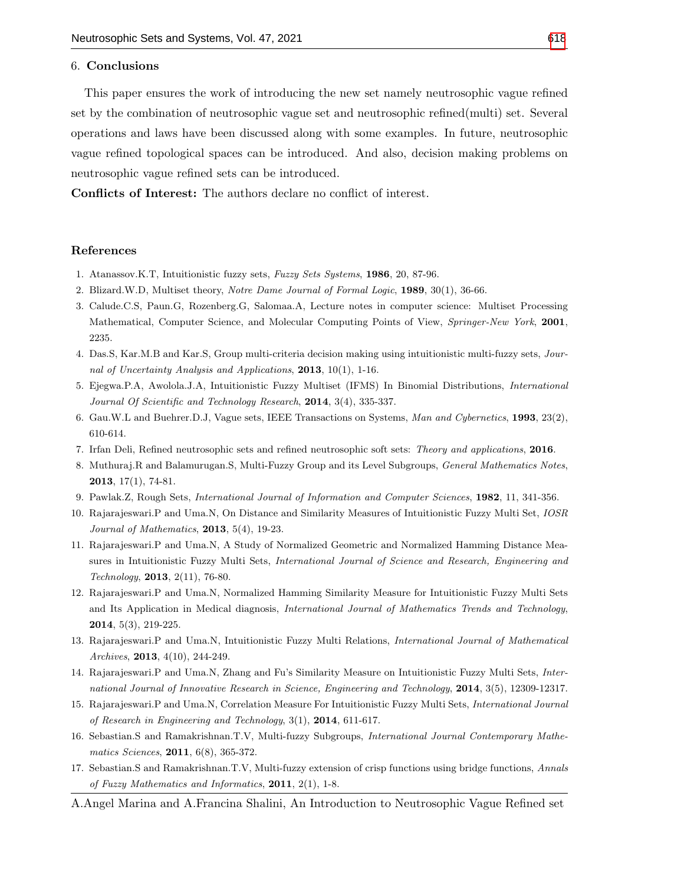## 6. Conclusions

This paper ensures the work of introducing the new set namely neutrosophic vague refined set by the combination of neutrosophic vague set and neutrosophic refined(multi) set. Several operations and laws have been discussed along with some examples. In future, neutrosophic vague refined topological spaces can be introduced. And also, decision making problems on neutrosophic vague refined sets can be introduced.

**Conflicts of Interest:** The authors declare no conflict of interest.

## References

1. Atanassov.K.T, Intuitionistic fuzzy sets, *Fuzzy Sets Systems*, **1986**, 20, 87-96.
2. Blizard.W.D, Multiset theory, *Notre Dame Journal of Formal Logic*, **1989**, 30(1), 36-66.
3. Calude.C.S, Paun.G, Rozenberg.G, Salomaa.A, Lecture notes in computer science: Multiset Processing Mathematical, Computer Science, and Molecular Computing Points of View, *Springer-New York*, **2001**, 2235.
4. Das.S, Kar.M.B and Kar.S, Group multi-criteria decision making using intuitionistic multi-fuzzy sets, *Journal of Uncertainty Analysis and Applications*, **2013**, 10(1), 1-16.
5. Ejegwa.P.A, Awolola.J.A, Intuitionistic Fuzzy Multiset (IFMS) In Binomial Distributions, *International Journal Of Scientific and Technology Research*, **2014**, 3(4), 335-337.
6. Gau.W.L and Buehrer.D.J, Vague sets, IEEE Transactions on Systems, *Man and Cybernetics*, **1993**, 23(2), 610-614.
7. Irfan Deli, Refined neutrosophic sets and refined neutrosophic soft sets: *Theory and applications*, **2016**.
8. Muthuraj.R and Balamurugan.S, Multi-Fuzzy Group and its Level Subgroups, *General Mathematics Notes*, **2013**, 17(1), 74-81.
9. Pawlak.Z, Rough Sets, *International Journal of Information and Computer Sciences*, **1982**, 11, 341-356.
10. Rajarajeswari.P and Uma.N, On Distance and Similarity Measures of Intuitionistic Fuzzy Multi Set, *IOSR Journal of Mathematics*, **2013**, 5(4), 19-23.
11. Rajarajeswari.P and Uma.N, A Study of Normalized Geometric and Normalized Hamming Distance Measures in Intuitionistic Fuzzy Multi Sets, *International Journal of Science and Research, Engineering and Technology*, **2013**, 2(11), 76-80.
12. Rajarajeswari.P and Uma.N, Normalized Hamming Similarity Measure for Intuitionistic Fuzzy Multi Sets and Its Application in Medical diagnosis, *International Journal of Mathematics Trends and Technology*, **2014**, 5(3), 219-225.
13. Rajarajeswari.P and Uma.N, Intuitionistic Fuzzy Multi Relations, *International Journal of Mathematical Archives*, **2013**, 4(10), 244-249.
14. Rajarajeswari.P and Uma.N, Zhang and Fu's Similarity Measure on Intuitionistic Fuzzy Multi Sets, *International Journal of Innovative Research in Science, Engineering and Technology*, **2014**, 3(5), 12309-12317.
15. Rajarajeswari.P and Uma.N, Correlation Measure For Intuitionistic Fuzzy Multi Sets, *International Journal of Research in Engineering and Technology*, 3(1), **2014**, 611-617.
16. Sebastian.S and Ramakrishnan.T.V, Multi-fuzzy Subgroups, *International Journal Contemporary Mathematics Sciences*, **2011**, 6(8), 365-372.
17. Sebastian.S and Ramakrishnan.T.V, Multi-fuzzy extension of crisp functions using bridge functions, *Annals of Fuzzy Mathematics and Informatics*, **2011**, 2(1), 1-8.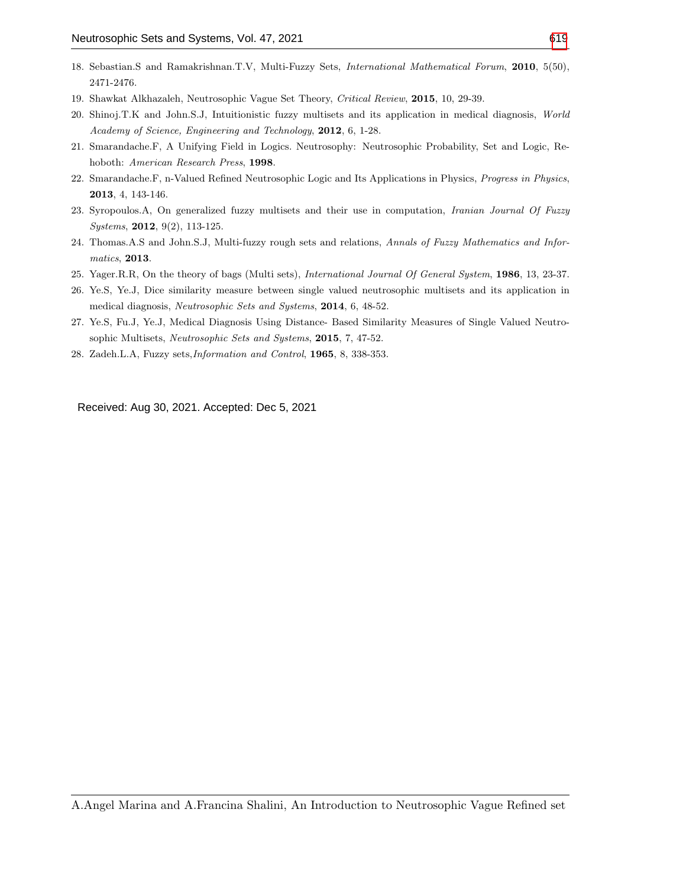18. Sebastian.S and Ramakrishnan.T.V, Multi-Fuzzy Sets, *International Mathematical Forum*, **2010**, 5(50), 2471-2476.
19. Shawkat Alkhazaleh, Neutrosophic Vague Set Theory, *Critical Review*, **2015**, 10, 29-39.
20. Shinoj.T.K and John.S.J, Intuitionistic fuzzy multisets and its application in medical diagnosis, *World Academy of Science, Engineering and Technology*, **2012**, 6, 1-28.
21. Smarandache.F, A Unifying Field in Logics. Neutrosophy: Neutrosophic Probability, Set and Logic, Rehoboth: *American Research Press*, **1998**.
22. Smarandache.F, n-Valued Refined Neutrosophic Logic and Its Applications in Physics, *Progress in Physics*, **2013**, 4, 143-146.
23. Syropoulos.A, On generalized fuzzy multisets and their use in computation, *Iranian Journal Of Fuzzy Systems*, **2012**, 9(2), 113-125.
24. Thomas.A.S and John.S.J, Multi-fuzzy rough sets and relations, *Annals of Fuzzy Mathematics and Informatics*, **2013**.
25. Yager.R.R, On the theory of bags (Multi sets), *International Journal Of General System*, **1986**, 13, 23-37.
26. Ye.S, Ye.J, Dice similarity measure between single valued neutrosophic multisets and its application in medical diagnosis, *Neutrosophic Sets and Systems*, **2014**, 6, 48-52.
27. Ye.S, Fu.J, Ye.J, Medical Diagnosis Using Distance- Based Similarity Measures of Single Valued Neutrosophic Multisets, *Neutrosophic Sets and Systems*, **2015**, 7, 47-52.
28. Zadeh.L.A, Fuzzy sets,*Information and Control*, **1965**, 8, 338-353.

Received: Aug 30, 2021. Accepted: Dec 5, 2021